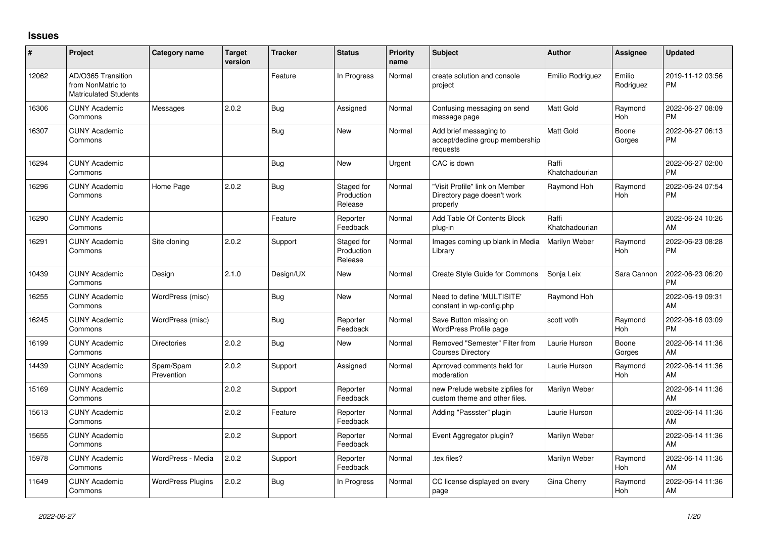# Issues

| # | Project | Category name | Target version | Tracker | Status | Priority name | Subject | Author | Assignee | Updated |
|---|---|---|---|---|---|---|---|---|---|---|
| 12062 | AD/O365 Transition from NonMatric to Matriculated Students | | | Feature | In Progress | Normal | create solution and console project | Emilio Rodriguez | Emilio Rodriguez | 2019-11-12 03:56 PM |
| 16306 | CUNY Academic Commons | Messages | 2.0.2 | Bug | Assigned | Normal | Confusing messaging on send message page | Matt Gold | Raymond Hoh | 2022-06-27 08:09 PM |
| 16307 | CUNY Academic Commons | | | Bug | New | Normal | Add brief messaging to accept/decline group membership requests | Matt Gold | Boone Gorges | 2022-06-27 06:13 PM |
| 16294 | CUNY Academic Commons | | | Bug | New | Urgent | CAC is down | Raffi Khatchadourian | | 2022-06-27 02:00 PM |
| 16296 | CUNY Academic Commons | Home Page | 2.0.2 | Bug | Staged for Production Release | Normal | "Visit Profile" link on Member Directory page doesn't work properly | Raymond Hoh | Raymond Hoh | 2022-06-24 07:54 PM |
| 16290 | CUNY Academic Commons | | | Feature | Reporter Feedback | Normal | Add Table Of Contents Block plug-in | Raffi Khatchadourian | | 2022-06-24 10:26 AM |
| 16291 | CUNY Academic Commons | Site cloning | 2.0.2 | Support | Staged for Production Release | Normal | Images coming up blank in Media Library | Marilyn Weber | Raymond Hoh | 2022-06-23 08:28 PM |
| 10439 | CUNY Academic Commons | Design | 2.1.0 | Design/UX | New | Normal | Create Style Guide for Commons | Sonja Leix | Sara Cannon | 2022-06-23 06:20 PM |
| 16255 | CUNY Academic Commons | WordPress (misc) | | Bug | New | Normal | Need to define 'MULTISITE' constant in wp-config.php | Raymond Hoh | | 2022-06-19 09:31 AM |
| 16245 | CUNY Academic Commons | WordPress (misc) | | Bug | Reporter Feedback | Normal | Save Button missing on WordPress Profile page | scott voth | Raymond Hoh | 2022-06-16 03:09 PM |
| 16199 | CUNY Academic Commons | Directories | 2.0.2 | Bug | New | Normal | Removed "Semester" Filter from Courses Directory | Laurie Hurson | Boone Gorges | 2022-06-14 11:36 AM |
| 14439 | CUNY Academic Commons | Spam/Spam Prevention | 2.0.2 | Support | Assigned | Normal | Aprroved comments held for moderation | Laurie Hurson | Raymond Hoh | 2022-06-14 11:36 AM |
| 15169 | CUNY Academic Commons | | 2.0.2 | Support | Reporter Feedback | Normal | new Prelude website zipfiles for custom theme and other files. | Marilyn Weber | | 2022-06-14 11:36 AM |
| 15613 | CUNY Academic Commons | | 2.0.2 | Feature | Reporter Feedback | Normal | Adding "Passster" plugin | Laurie Hurson | | 2022-06-14 11:36 AM |
| 15655 | CUNY Academic Commons | | 2.0.2 | Support | Reporter Feedback | Normal | Event Aggregator plugin? | Marilyn Weber | | 2022-06-14 11:36 AM |
| 15978 | CUNY Academic Commons | WordPress - Media | 2.0.2 | Support | Reporter Feedback | Normal | .tex files? | Marilyn Weber | Raymond Hoh | 2022-06-14 11:36 AM |
| 11649 | CUNY Academic Commons | WordPress Plugins | 2.0.2 | Bug | In Progress | Normal | CC license displayed on every page | Gina Cherry | Raymond Hoh | 2022-06-14 11:36 AM |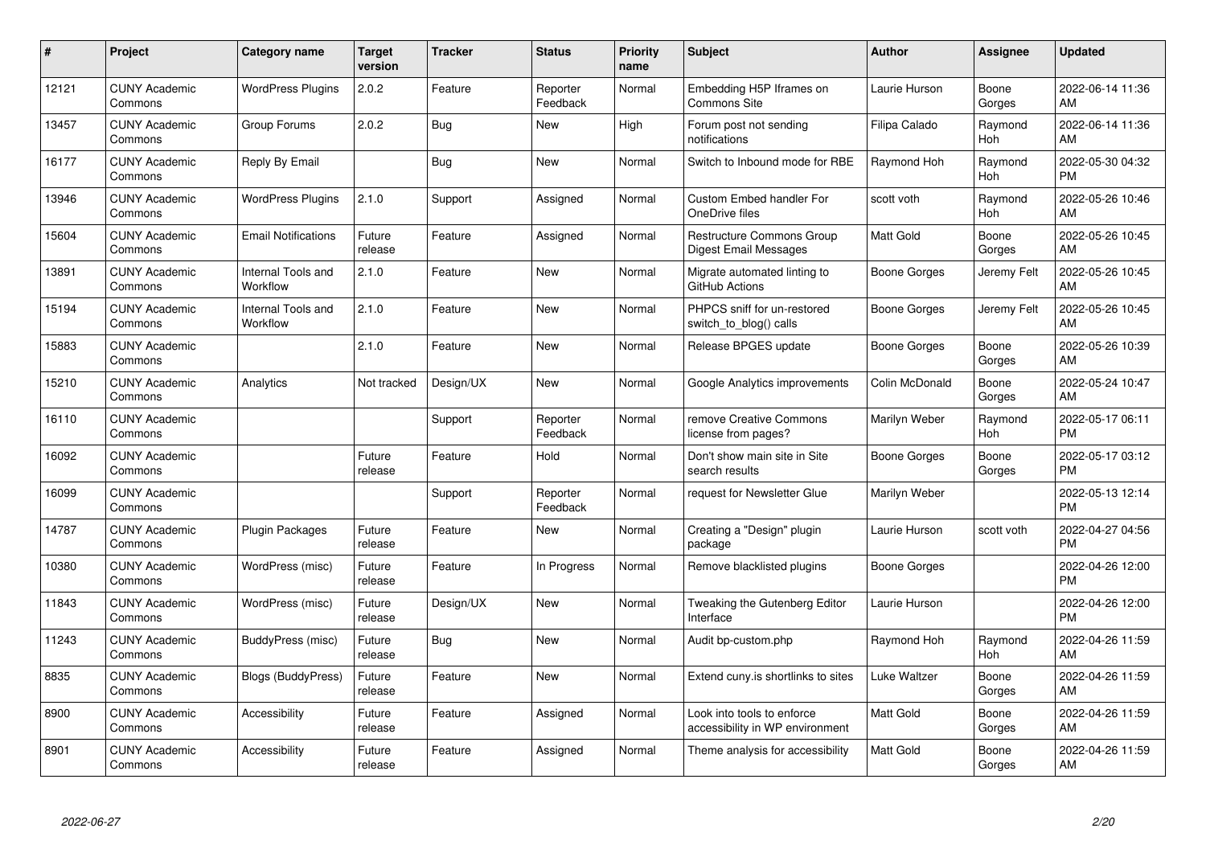| # | Project | Category name | Target version | Tracker | Status | Priority name | Subject | Author | Assignee | Updated |
|---|---|---|---|---|---|---|---|---|---|---|
| 12121 | CUNY Academic Commons | WordPress Plugins | 2.0.2 | Feature | Reporter Feedback | Normal | Embedding H5P Iframes on Commons Site | Laurie Hurson | Boone Gorges | 2022-06-14 11:36 AM |
| 13457 | CUNY Academic Commons | Group Forums | 2.0.2 | Bug | New | High | Forum post not sending notifications | Filipa Calado | Raymond Hoh | 2022-06-14 11:36 AM |
| 16177 | CUNY Academic Commons | Reply By Email | | Bug | New | Normal | Switch to Inbound mode for RBE | Raymond Hoh | Raymond Hoh | 2022-05-30 04:32 PM |
| 13946 | CUNY Academic Commons | WordPress Plugins | 2.1.0 | Support | Assigned | Normal | Custom Embed handler For OneDrive files | scott voth | Raymond Hoh | 2022-05-26 10:46 AM |
| 15604 | CUNY Academic Commons | Email Notifications | Future release | Feature | Assigned | Normal | Restructure Commons Group Digest Email Messages | Matt Gold | Boone Gorges | 2022-05-26 10:45 AM |
| 13891 | CUNY Academic Commons | Internal Tools and Workflow | 2.1.0 | Feature | New | Normal | Migrate automated linting to GitHub Actions | Boone Gorges | Jeremy Felt | 2022-05-26 10:45 AM |
| 15194 | CUNY Academic Commons | Internal Tools and Workflow | 2.1.0 | Feature | New | Normal | PHPCS sniff for un-restored switch_to_blog() calls | Boone Gorges | Jeremy Felt | 2022-05-26 10:45 AM |
| 15883 | CUNY Academic Commons | | 2.1.0 | Feature | New | Normal | Release BPGES update | Boone Gorges | Boone Gorges | 2022-05-26 10:39 AM |
| 15210 | CUNY Academic Commons | Analytics | Not tracked | Design/UX | New | Normal | Google Analytics improvements | Colin McDonald | Boone Gorges | 2022-05-24 10:47 AM |
| 16110 | CUNY Academic Commons | | | Support | Reporter Feedback | Normal | remove Creative Commons license from pages? | Marilyn Weber | Raymond Hoh | 2022-05-17 06:11 PM |
| 16092 | CUNY Academic Commons | | Future release | Feature | Hold | Normal | Don't show main site in Site search results | Boone Gorges | Boone Gorges | 2022-05-17 03:12 PM |
| 16099 | CUNY Academic Commons | | | Support | Reporter Feedback | Normal | request for Newsletter Glue | Marilyn Weber | | 2022-05-13 12:14 PM |
| 14787 | CUNY Academic Commons | Plugin Packages | Future release | Feature | New | Normal | Creating a "Design" plugin package | Laurie Hurson | scott voth | 2022-04-27 04:56 PM |
| 10380 | CUNY Academic Commons | WordPress (misc) | Future release | Feature | In Progress | Normal | Remove blacklisted plugins | Boone Gorges | | 2022-04-26 12:00 PM |
| 11843 | CUNY Academic Commons | WordPress (misc) | Future release | Design/UX | New | Normal | Tweaking the Gutenberg Editor Interface | Laurie Hurson | | 2022-04-26 12:00 PM |
| 11243 | CUNY Academic Commons | BuddyPress (misc) | Future release | Bug | New | Normal | Audit bp-custom.php | Raymond Hoh | Raymond Hoh | 2022-04-26 11:59 AM |
| 8835 | CUNY Academic Commons | Blogs (BuddyPress) | Future release | Feature | New | Normal | Extend cuny.is shortlinks to sites | Luke Waltzer | Boone Gorges | 2022-04-26 11:59 AM |
| 8900 | CUNY Academic Commons | Accessibility | Future release | Feature | Assigned | Normal | Look into tools to enforce accessibility in WP environment | Matt Gold | Boone Gorges | 2022-04-26 11:59 AM |
| 8901 | CUNY Academic Commons | Accessibility | Future release | Feature | Assigned | Normal | Theme analysis for accessibility | Matt Gold | Boone Gorges | 2022-04-26 11:59 AM |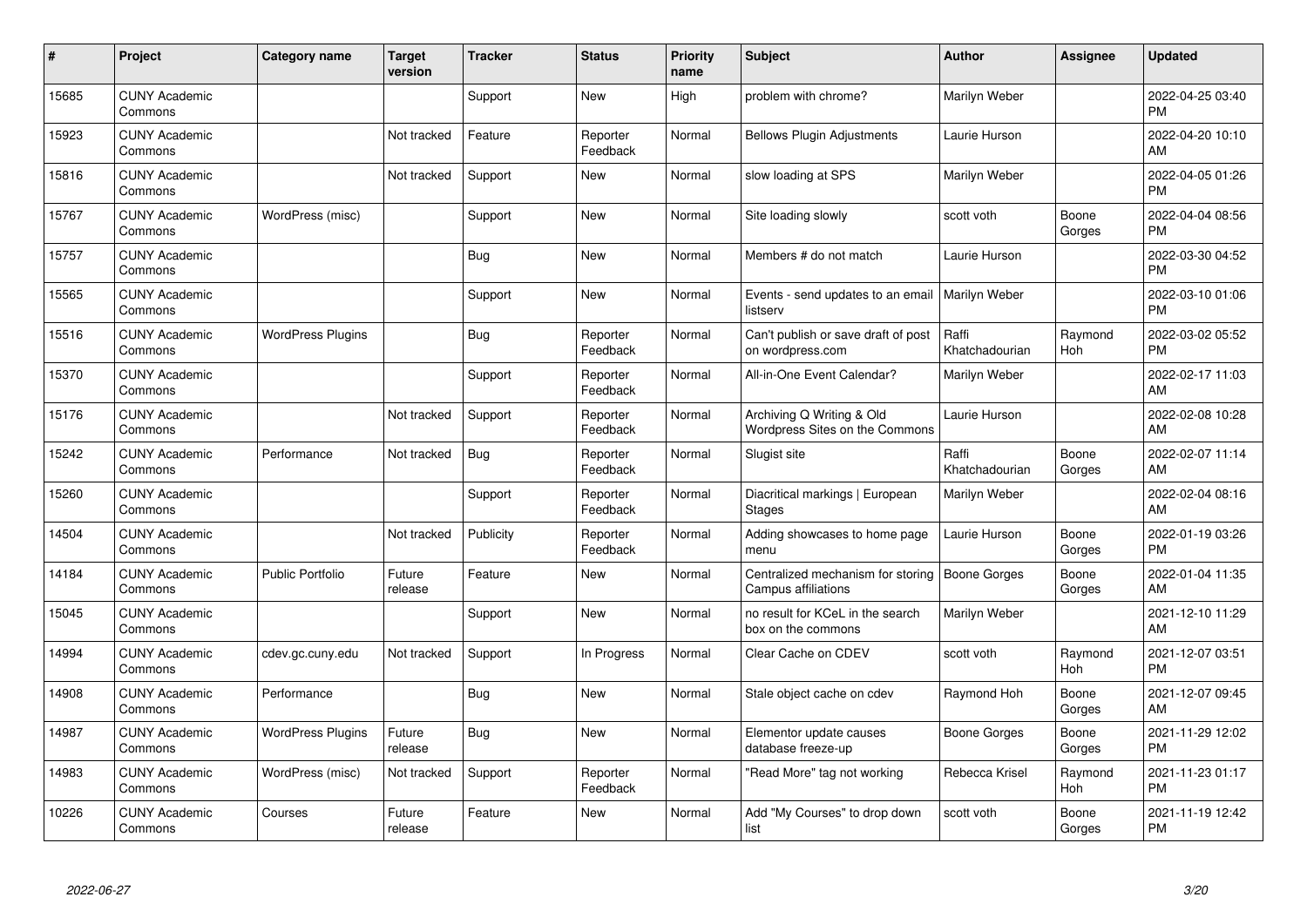| # | Project | Category name | Target version | Tracker | Status | Priority name | Subject | Author | Assignee | Updated |
|---|---|---|---|---|---|---|---|---|---|---|
| 15685 | CUNY Academic Commons | | | Support | New | High | problem with chrome? | Marilyn Weber | | 2022-04-25 03:40 PM |
| 15923 | CUNY Academic Commons | | Not tracked | Feature | Reporter Feedback | Normal | Bellows Plugin Adjustments | Laurie Hurson | | 2022-04-20 10:10 AM |
| 15816 | CUNY Academic Commons | | Not tracked | Support | New | Normal | slow loading at SPS | Marilyn Weber | | 2022-04-05 01:26 PM |
| 15767 | CUNY Academic Commons | WordPress (misc) | | Support | New | Normal | Site loading slowly | scott voth | Boone Gorges | 2022-04-04 08:56 PM |
| 15757 | CUNY Academic Commons | | | Bug | New | Normal | Members # do not match | Laurie Hurson | | 2022-03-30 04:52 PM |
| 15565 | CUNY Academic Commons | | | Support | New | Normal | Events - send updates to an email listserv | Marilyn Weber | | 2022-03-10 01:06 PM |
| 15516 | CUNY Academic Commons | WordPress Plugins | | Bug | Reporter Feedback | Normal | Can't publish or save draft of post on wordpress.com | Raffi Khatchadourian | Raymond Hoh | 2022-03-02 05:52 PM |
| 15370 | CUNY Academic Commons | | | Support | Reporter Feedback | Normal | All-in-One Event Calendar? | Marilyn Weber | | 2022-02-17 11:03 AM |
| 15176 | CUNY Academic Commons | | Not tracked | Support | Reporter Feedback | Normal | Archiving Q Writing & Old Wordpress Sites on the Commons | Laurie Hurson | | 2022-02-08 10:28 AM |
| 15242 | CUNY Academic Commons | Performance | Not tracked | Bug | Reporter Feedback | Normal | Slugist site | Raffi Khatchadourian | Boone Gorges | 2022-02-07 11:14 AM |
| 15260 | CUNY Academic Commons | | | Support | Reporter Feedback | Normal | Diacritical markings \| European Stages | Marilyn Weber | | 2022-02-04 08:16 AM |
| 14504 | CUNY Academic Commons | | Not tracked | Publicity | Reporter Feedback | Normal | Adding showcases to home page menu | Laurie Hurson | Boone Gorges | 2022-01-19 03:26 PM |
| 14184 | CUNY Academic Commons | Public Portfolio | Future release | Feature | New | Normal | Centralized mechanism for storing Campus affiliations | Boone Gorges | Boone Gorges | 2022-01-04 11:35 AM |
| 15045 | CUNY Academic Commons | | | Support | New | Normal | no result for KCeL in the search box on the commons | Marilyn Weber | | 2021-12-10 11:29 AM |
| 14994 | CUNY Academic Commons | cdev.gc.cuny.edu | Not tracked | Support | In Progress | Normal | Clear Cache on CDEV | scott voth | Raymond Hoh | 2021-12-07 03:51 PM |
| 14908 | CUNY Academic Commons | Performance | | Bug | New | Normal | Stale object cache on cdev | Raymond Hoh | Boone Gorges | 2021-12-07 09:45 AM |
| 14987 | CUNY Academic Commons | WordPress Plugins | Future release | Bug | New | Normal | Elementor update causes database freeze-up | Boone Gorges | Boone Gorges | 2021-11-29 12:02 PM |
| 14983 | CUNY Academic Commons | WordPress (misc) | Not tracked | Support | Reporter Feedback | Normal | "Read More" tag not working | Rebecca Krisel | Raymond Hoh | 2021-11-23 01:17 PM |
| 10226 | CUNY Academic Commons | Courses | Future release | Feature | New | Normal | Add "My Courses" to drop down list | scott voth | Boone Gorges | 2021-11-19 12:42 PM |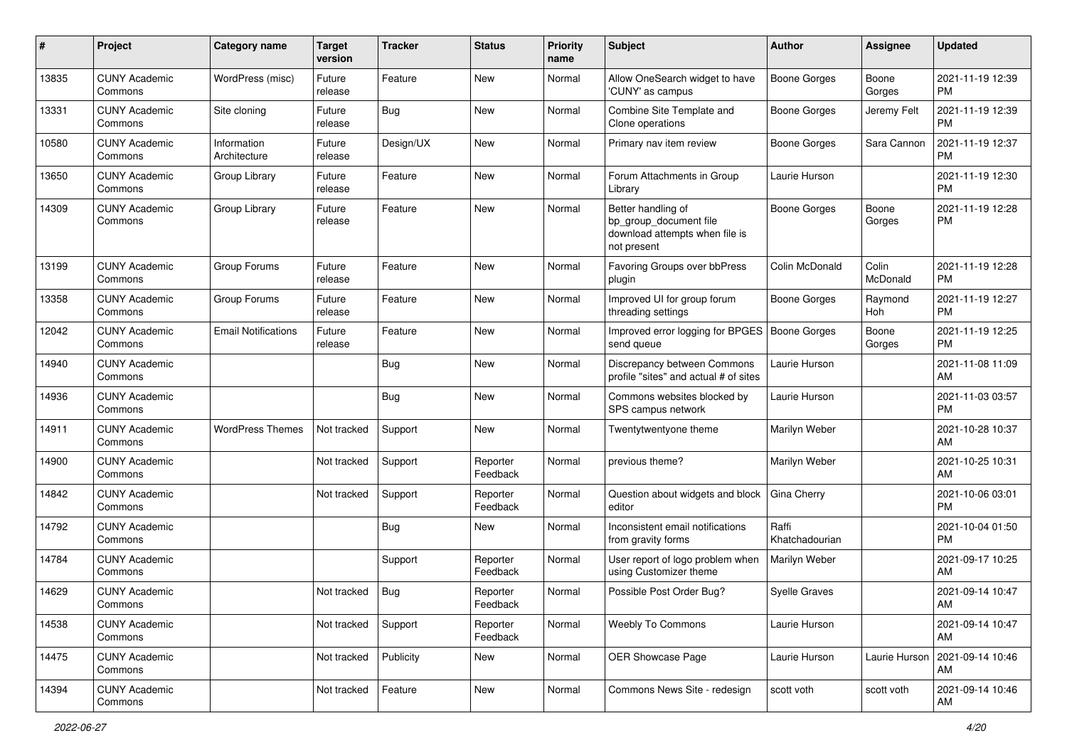| # | Project | Category name | Target version | Tracker | Status | Priority name | Subject | Author | Assignee | Updated |
|---|---|---|---|---|---|---|---|---|---|---|
| 13835 | CUNY Academic Commons | WordPress (misc) | Future release | Feature | New | Normal | Allow OneSearch widget to have 'CUNY' as campus | Boone Gorges | Boone Gorges | 2021-11-19 12:39 PM |
| 13331 | CUNY Academic Commons | Site cloning | Future release | Bug | New | Normal | Combine Site Template and Clone operations | Boone Gorges | Jeremy Felt | 2021-11-19 12:39 PM |
| 10580 | CUNY Academic Commons | Information Architecture | Future release | Design/UX | New | Normal | Primary nav item review | Boone Gorges | Sara Cannon | 2021-11-19 12:37 PM |
| 13650 | CUNY Academic Commons | Group Library | Future release | Feature | New | Normal | Forum Attachments in Group Library | Laurie Hurson | | 2021-11-19 12:30 PM |
| 14309 | CUNY Academic Commons | Group Library | Future release | Feature | New | Normal | Better handling of bp_group_document file download attempts when file is not present | Boone Gorges | Boone Gorges | 2021-11-19 12:28 PM |
| 13199 | CUNY Academic Commons | Group Forums | Future release | Feature | New | Normal | Favoring Groups over bbPress plugin | Colin McDonald | Colin McDonald | 2021-11-19 12:28 PM |
| 13358 | CUNY Academic Commons | Group Forums | Future release | Feature | New | Normal | Improved UI for group forum threading settings | Boone Gorges | Raymond Hoh | 2021-11-19 12:27 PM |
| 12042 | CUNY Academic Commons | Email Notifications | Future release | Feature | New | Normal | Improved error logging for BPGES send queue | Boone Gorges | Boone Gorges | 2021-11-19 12:25 PM |
| 14940 | CUNY Academic Commons | | | Bug | New | Normal | Discrepancy between Commons profile "sites" and actual # of sites | Laurie Hurson | | 2021-11-08 11:09 AM |
| 14936 | CUNY Academic Commons | | | Bug | New | Normal | Commons websites blocked by SPS campus network | Laurie Hurson | | 2021-11-03 03:57 PM |
| 14911 | CUNY Academic Commons | WordPress Themes | Not tracked | Support | New | Normal | Twentytwentyone theme | Marilyn Weber | | 2021-10-28 10:37 AM |
| 14900 | CUNY Academic Commons | | Not tracked | Support | Reporter Feedback | Normal | previous theme? | Marilyn Weber | | 2021-10-25 10:31 AM |
| 14842 | CUNY Academic Commons | | Not tracked | Support | Reporter Feedback | Normal | Question about widgets and block editor | Gina Cherry | | 2021-10-06 03:01 PM |
| 14792 | CUNY Academic Commons | | | Bug | New | Normal | Inconsistent email notifications from gravity forms | Raffi Khatchadourian | | 2021-10-04 01:50 PM |
| 14784 | CUNY Academic Commons | | | Support | Reporter Feedback | Normal | User report of logo problem when using Customizer theme | Marilyn Weber | | 2021-09-17 10:25 AM |
| 14629 | CUNY Academic Commons | | Not tracked | Bug | Reporter Feedback | Normal | Possible Post Order Bug? | Syelle Graves | | 2021-09-14 10:47 AM |
| 14538 | CUNY Academic Commons | | Not tracked | Support | Reporter Feedback | Normal | Weebly To Commons | Laurie Hurson | | 2021-09-14 10:47 AM |
| 14475 | CUNY Academic Commons | | Not tracked | Publicity | New | Normal | OER Showcase Page | Laurie Hurson | Laurie Hurson | 2021-09-14 10:46 AM |
| 14394 | CUNY Academic Commons | | Not tracked | Feature | New | Normal | Commons News Site - redesign | scott voth | scott voth | 2021-09-14 10:46 AM |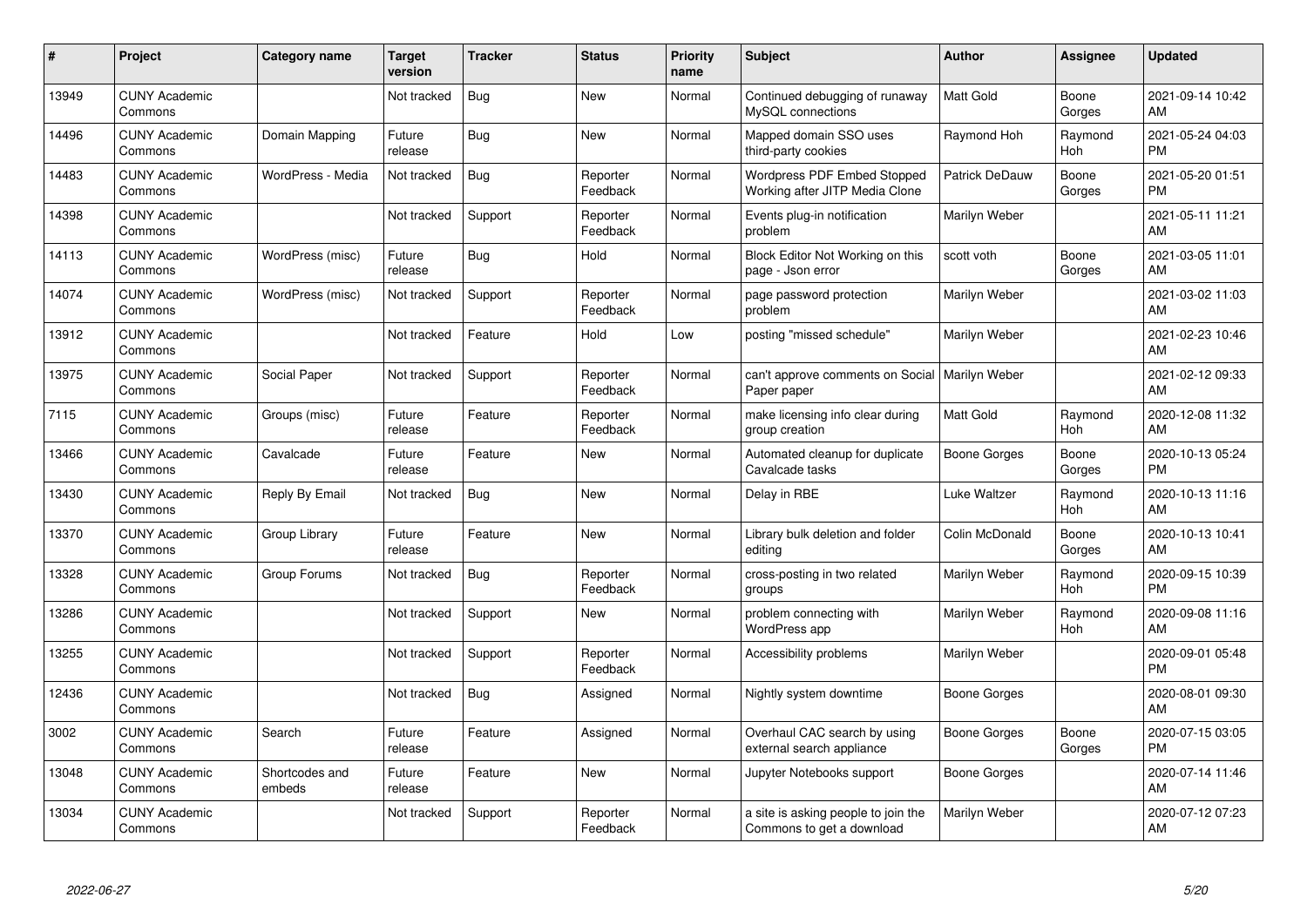| # | Project | Category name | Target version | Tracker | Status | Priority name | Subject | Author | Assignee | Updated |
|---|---|---|---|---|---|---|---|---|---|---|
| 13949 | CUNY Academic Commons | | Not tracked | Bug | New | Normal | Continued debugging of runaway MySQL connections | Matt Gold | Boone Gorges | 2021-09-14 10:42 AM |
| 14496 | CUNY Academic Commons | Domain Mapping | Future release | Bug | New | Normal | Mapped domain SSO uses third-party cookies | Raymond Hoh | Raymond Hoh | 2021-05-24 04:03 PM |
| 14483 | CUNY Academic Commons | WordPress - Media | Not tracked | Bug | Reporter Feedback | Normal | Wordpress PDF Embed Stopped Working after JITP Media Clone | Patrick DeDauw | Boone Gorges | 2021-05-20 01:51 PM |
| 14398 | CUNY Academic Commons | | Not tracked | Support | Reporter Feedback | Normal | Events plug-in notification problem | Marilyn Weber | | 2021-05-11 11:21 AM |
| 14113 | CUNY Academic Commons | WordPress (misc) | Future release | Bug | Hold | Normal | Block Editor Not Working on this page - Json error | scott voth | Boone Gorges | 2021-03-05 11:01 AM |
| 14074 | CUNY Academic Commons | WordPress (misc) | Not tracked | Support | Reporter Feedback | Normal | page password protection problem | Marilyn Weber | | 2021-03-02 11:03 AM |
| 13912 | CUNY Academic Commons | | Not tracked | Feature | Hold | Low | posting "missed schedule" | Marilyn Weber | | 2021-02-23 10:46 AM |
| 13975 | CUNY Academic Commons | Social Paper | Not tracked | Support | Reporter Feedback | Normal | can't approve comments on Social Paper paper | Marilyn Weber | | 2021-02-12 09:33 AM |
| 7115 | CUNY Academic Commons | Groups (misc) | Future release | Feature | Reporter Feedback | Normal | make licensing info clear during group creation | Matt Gold | Raymond Hoh | 2020-12-08 11:32 AM |
| 13466 | CUNY Academic Commons | Cavalcade | Future release | Feature | New | Normal | Automated cleanup for duplicate Cavalcade tasks | Boone Gorges | Boone Gorges | 2020-10-13 05:24 PM |
| 13430 | CUNY Academic Commons | Reply By Email | Not tracked | Bug | New | Normal | Delay in RBE | Luke Waltzer | Raymond Hoh | 2020-10-13 11:16 AM |
| 13370 | CUNY Academic Commons | Group Library | Future release | Feature | New | Normal | Library bulk deletion and folder editing | Colin McDonald | Boone Gorges | 2020-10-13 10:41 AM |
| 13328 | CUNY Academic Commons | Group Forums | Not tracked | Bug | Reporter Feedback | Normal | cross-posting in two related groups | Marilyn Weber | Raymond Hoh | 2020-09-15 10:39 PM |
| 13286 | CUNY Academic Commons | | Not tracked | Support | New | Normal | problem connecting with WordPress app | Marilyn Weber | Raymond Hoh | 2020-09-08 11:16 AM |
| 13255 | CUNY Academic Commons | | Not tracked | Support | Reporter Feedback | Normal | Accessibility problems | Marilyn Weber | | 2020-09-01 05:48 PM |
| 12436 | CUNY Academic Commons | | Not tracked | Bug | Assigned | Normal | Nightly system downtime | Boone Gorges | | 2020-08-01 09:30 AM |
| 3002 | CUNY Academic Commons | Search | Future release | Feature | Assigned | Normal | Overhaul CAC search by using external search appliance | Boone Gorges | Boone Gorges | 2020-07-15 03:05 PM |
| 13048 | CUNY Academic Commons | Shortcodes and embeds | Future release | Feature | New | Normal | Jupyter Notebooks support | Boone Gorges | | 2020-07-14 11:46 AM |
| 13034 | CUNY Academic Commons | | Not tracked | Support | Reporter Feedback | Normal | a site is asking people to join the Commons to get a download | Marilyn Weber | | 2020-07-12 07:23 AM |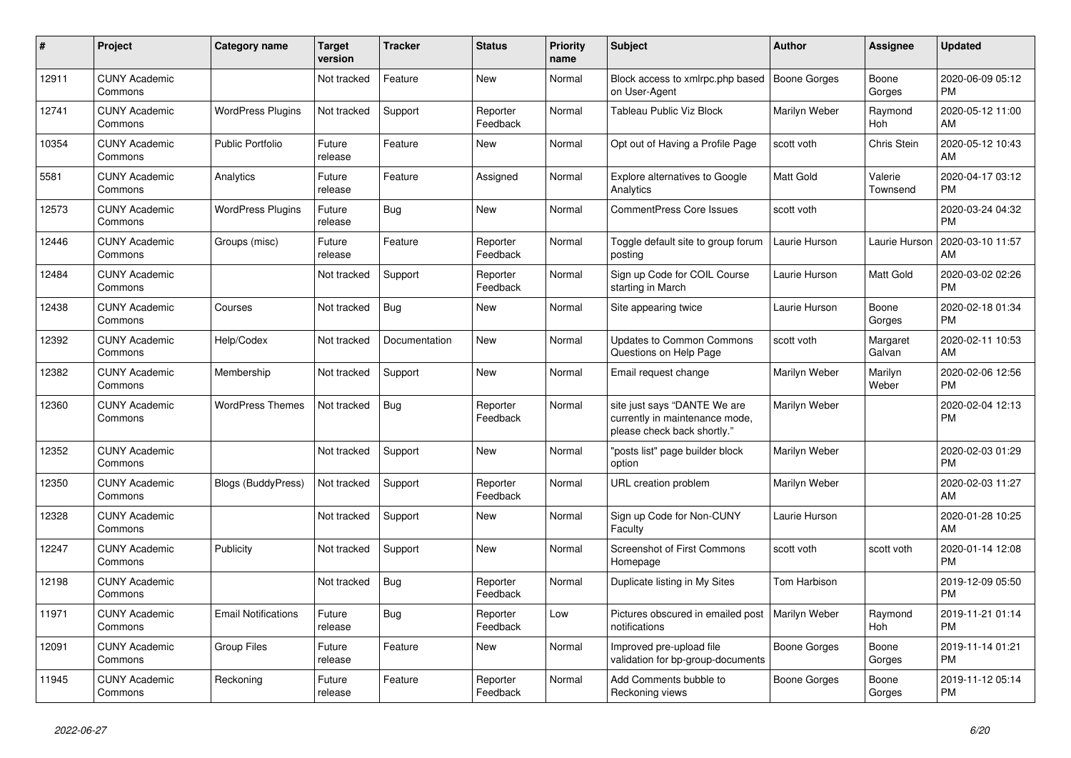| # | Project | Category name | Target version | Tracker | Status | Priority name | Subject | Author | Assignee | Updated |
|---|---|---|---|---|---|---|---|---|---|---|
| 12911 | CUNY Academic Commons | | Not tracked | Feature | New | Normal | Block access to xmlrpc.php based on User-Agent | Boone Gorges | Boone Gorges | 2020-06-09 05:12 PM |
| 12741 | CUNY Academic Commons | WordPress Plugins | Not tracked | Support | Reporter Feedback | Normal | Tableau Public Viz Block | Marilyn Weber | Raymond Hoh | 2020-05-12 11:00 AM |
| 10354 | CUNY Academic Commons | Public Portfolio | Future release | Feature | New | Normal | Opt out of Having a Profile Page | scott voth | Chris Stein | 2020-05-12 10:43 AM |
| 5581 | CUNY Academic Commons | Analytics | Future release | Feature | Assigned | Normal | Explore alternatives to Google Analytics | Matt Gold | Valerie Townsend | 2020-04-17 03:12 PM |
| 12573 | CUNY Academic Commons | WordPress Plugins | Future release | Bug | New | Normal | CommentPress Core Issues | scott voth | | 2020-03-24 04:32 PM |
| 12446 | CUNY Academic Commons | Groups (misc) | Future release | Feature | Reporter Feedback | Normal | Toggle default site to group forum posting | Laurie Hurson | Laurie Hurson | 2020-03-10 11:57 AM |
| 12484 | CUNY Academic Commons | | Not tracked | Support | Reporter Feedback | Normal | Sign up Code for COIL Course starting in March | Laurie Hurson | Matt Gold | 2020-03-02 02:26 PM |
| 12438 | CUNY Academic Commons | Courses | Not tracked | Bug | New | Normal | Site appearing twice | Laurie Hurson | Boone Gorges | 2020-02-18 01:34 PM |
| 12392 | CUNY Academic Commons | Help/Codex | Not tracked | Documentation | New | Normal | Updates to Common Commons Questions on Help Page | scott voth | Margaret Galvan | 2020-02-11 10:53 AM |
| 12382 | CUNY Academic Commons | Membership | Not tracked | Support | New | Normal | Email request change | Marilyn Weber | Marilyn Weber | 2020-02-06 12:56 PM |
| 12360 | CUNY Academic Commons | WordPress Themes | Not tracked | Bug | Reporter Feedback | Normal | site just says "DANTE We are currently in maintenance mode, please check back shortly." | Marilyn Weber | | 2020-02-04 12:13 PM |
| 12352 | CUNY Academic Commons | | Not tracked | Support | New | Normal | "posts list" page builder block option | Marilyn Weber | | 2020-02-03 01:29 PM |
| 12350 | CUNY Academic Commons | Blogs (BuddyPress) | Not tracked | Support | Reporter Feedback | Normal | URL creation problem | Marilyn Weber | | 2020-02-03 11:27 AM |
| 12328 | CUNY Academic Commons | | Not tracked | Support | New | Normal | Sign up Code for Non-CUNY Faculty | Laurie Hurson | | 2020-01-28 10:25 AM |
| 12247 | CUNY Academic Commons | Publicity | Not tracked | Support | New | Normal | Screenshot of First Commons Homepage | scott voth | scott voth | 2020-01-14 12:08 PM |
| 12198 | CUNY Academic Commons | | Not tracked | Bug | Reporter Feedback | Normal | Duplicate listing in My Sites | Tom Harbison | | 2019-12-09 05:50 PM |
| 11971 | CUNY Academic Commons | Email Notifications | Future release | Bug | Reporter Feedback | Low | Pictures obscured in emailed post notifications | Marilyn Weber | Raymond Hoh | 2019-11-21 01:14 PM |
| 12091 | CUNY Academic Commons | Group Files | Future release | Feature | New | Normal | Improved pre-upload file validation for bp-group-documents | Boone Gorges | Boone Gorges | 2019-11-14 01:21 PM |
| 11945 | CUNY Academic Commons | Reckoning | Future release | Feature | Reporter Feedback | Normal | Add Comments bubble to Reckoning views | Boone Gorges | Boone Gorges | 2019-11-12 05:14 PM |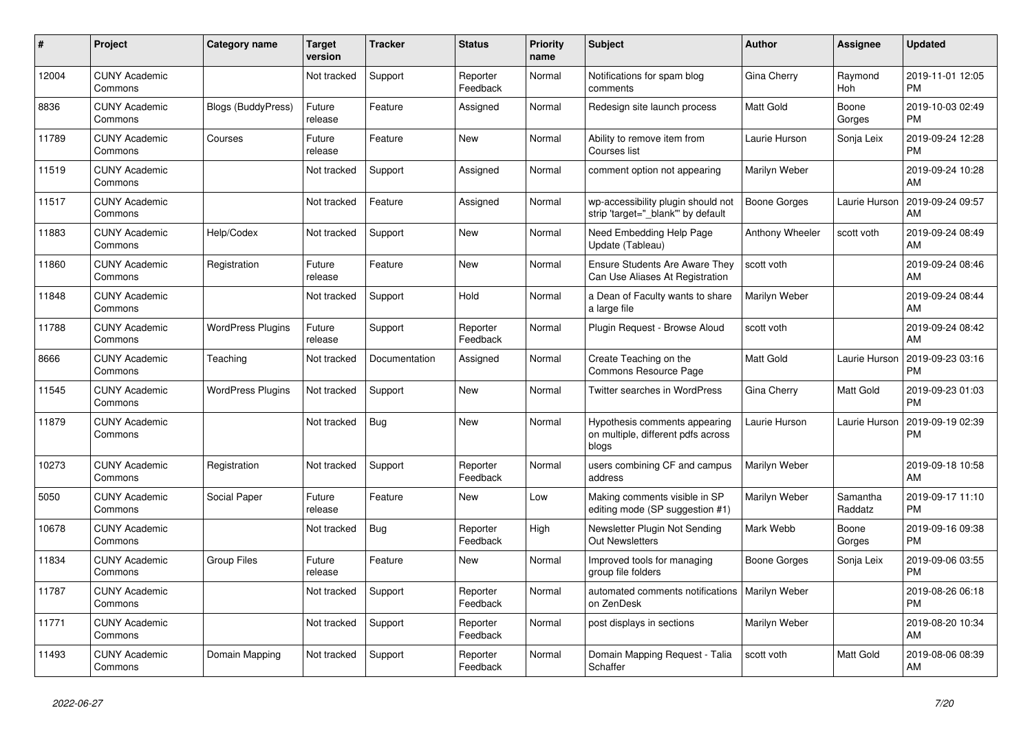| # | Project | Category name | Target version | Tracker | Status | Priority name | Subject | Author | Assignee | Updated |
|---|---|---|---|---|---|---|---|---|---|---|
| 12004 | CUNY Academic Commons | | Not tracked | Support | Reporter Feedback | Normal | Notifications for spam blog comments | Gina Cherry | Raymond Hoh | 2019-11-01 12:05 PM |
| 8836 | CUNY Academic Commons | Blogs (BuddyPress) | Future release | Feature | Assigned | Normal | Redesign site launch process | Matt Gold | Boone Gorges | 2019-10-03 02:49 PM |
| 11789 | CUNY Academic Commons | Courses | Future release | Feature | New | Normal | Ability to remove item from Courses list | Laurie Hurson | Sonja Leix | 2019-09-24 12:28 PM |
| 11519 | CUNY Academic Commons | | Not tracked | Support | Assigned | Normal | comment option not appearing | Marilyn Weber | | 2019-09-24 10:28 AM |
| 11517 | CUNY Academic Commons | | Not tracked | Feature | Assigned | Normal | wp-accessibility plugin should not strip 'target="_blank"' by default | Boone Gorges | Laurie Hurson | 2019-09-24 09:57 AM |
| 11883 | CUNY Academic Commons | Help/Codex | Not tracked | Support | New | Normal | Need Embedding Help Page Update (Tableau) | Anthony Wheeler | scott voth | 2019-09-24 08:49 AM |
| 11860 | CUNY Academic Commons | Registration | Future release | Feature | New | Normal | Ensure Students Are Aware They Can Use Aliases At Registration | scott voth | | 2019-09-24 08:46 AM |
| 11848 | CUNY Academic Commons | | Not tracked | Support | Hold | Normal | a Dean of Faculty wants to share a large file | Marilyn Weber | | 2019-09-24 08:44 AM |
| 11788 | CUNY Academic Commons | WordPress Plugins | Future release | Support | Reporter Feedback | Normal | Plugin Request - Browse Aloud | scott voth | | 2019-09-24 08:42 AM |
| 8666 | CUNY Academic Commons | Teaching | Not tracked | Documentation | Assigned | Normal | Create Teaching on the Commons Resource Page | Matt Gold | Laurie Hurson | 2019-09-23 03:16 PM |
| 11545 | CUNY Academic Commons | WordPress Plugins | Not tracked | Support | New | Normal | Twitter searches in WordPress | Gina Cherry | Matt Gold | 2019-09-23 01:03 PM |
| 11879 | CUNY Academic Commons | | Not tracked | Bug | New | Normal | Hypothesis comments appearing on multiple, different pdfs across blogs | Laurie Hurson | Laurie Hurson | 2019-09-19 02:39 PM |
| 10273 | CUNY Academic Commons | Registration | Not tracked | Support | Reporter Feedback | Normal | users combining CF and campus address | Marilyn Weber | | 2019-09-18 10:58 AM |
| 5050 | CUNY Academic Commons | Social Paper | Future release | Feature | New | Low | Making comments visible in SP editing mode (SP suggestion #1) | Marilyn Weber | Samantha Raddatz | 2019-09-17 11:10 PM |
| 10678 | CUNY Academic Commons | | Not tracked | Bug | Reporter Feedback | High | Newsletter Plugin Not Sending Out Newsletters | Mark Webb | Boone Gorges | 2019-09-16 09:38 PM |
| 11834 | CUNY Academic Commons | Group Files | Future release | Feature | New | Normal | Improved tools for managing group file folders | Boone Gorges | Sonja Leix | 2019-09-06 03:55 PM |
| 11787 | CUNY Academic Commons | | Not tracked | Support | Reporter Feedback | Normal | automated comments notifications on ZenDesk | Marilyn Weber | | 2019-08-26 06:18 PM |
| 11771 | CUNY Academic Commons | | Not tracked | Support | Reporter Feedback | Normal | post displays in sections | Marilyn Weber | | 2019-08-20 10:34 AM |
| 11493 | CUNY Academic Commons | Domain Mapping | Not tracked | Support | Reporter Feedback | Normal | Domain Mapping Request - Talia Schaffer | scott voth | Matt Gold | 2019-08-06 08:39 AM |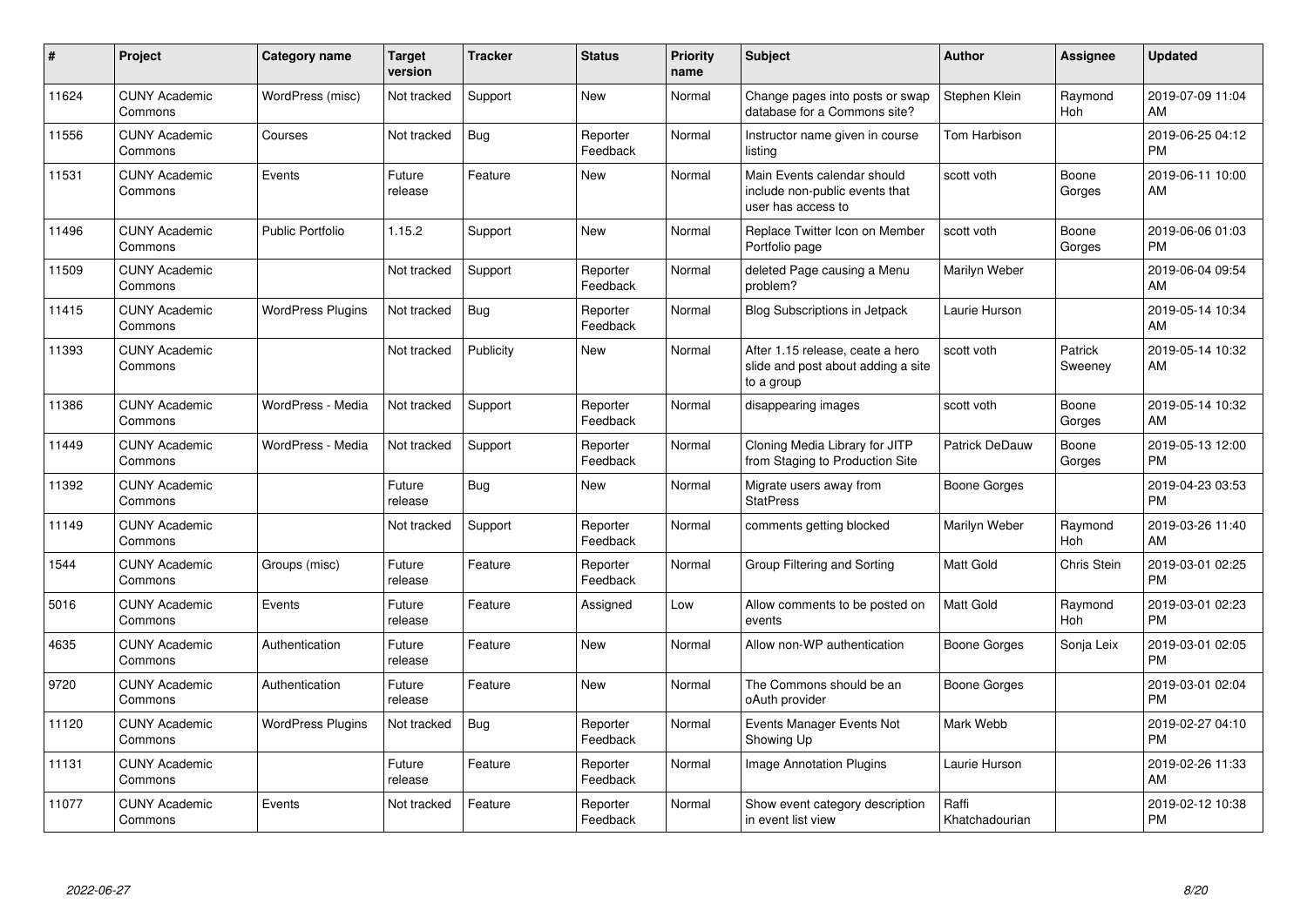| # | Project | Category name | Target version | Tracker | Status | Priority name | Subject | Author | Assignee | Updated |
|---|---|---|---|---|---|---|---|---|---|---|
| 11624 | CUNY Academic Commons | WordPress (misc) | Not tracked | Support | New | Normal | Change pages into posts or swap database for a Commons site? | Stephen Klein | Raymond Hoh | 2019-07-09 11:04 AM |
| 11556 | CUNY Academic Commons | Courses | Not tracked | Bug | Reporter Feedback | Normal | Instructor name given in course listing | Tom Harbison | | 2019-06-25 04:12 PM |
| 11531 | CUNY Academic Commons | Events | Future release | Feature | New | Normal | Main Events calendar should include non-public events that user has access to | scott voth | Boone Gorges | 2019-06-11 10:00 AM |
| 11496 | CUNY Academic Commons | Public Portfolio | 1.15.2 | Support | New | Normal | Replace Twitter Icon on Member Portfolio page | scott voth | Boone Gorges | 2019-06-06 01:03 PM |
| 11509 | CUNY Academic Commons | | Not tracked | Support | Reporter Feedback | Normal | deleted Page causing a Menu problem? | Marilyn Weber | | 2019-06-04 09:54 AM |
| 11415 | CUNY Academic Commons | WordPress Plugins | Not tracked | Bug | Reporter Feedback | Normal | Blog Subscriptions in Jetpack | Laurie Hurson | | 2019-05-14 10:34 AM |
| 11393 | CUNY Academic Commons | | Not tracked | Publicity | New | Normal | After 1.15 release, ceate a hero slide and post about adding a site to a group | scott voth | Patrick Sweeney | 2019-05-14 10:32 AM |
| 11386 | CUNY Academic Commons | WordPress - Media | Not tracked | Support | Reporter Feedback | Normal | disappearing images | scott voth | Boone Gorges | 2019-05-14 10:32 AM |
| 11449 | CUNY Academic Commons | WordPress - Media | Not tracked | Support | Reporter Feedback | Normal | Cloning Media Library for JITP from Staging to Production Site | Patrick DeDauw | Boone Gorges | 2019-05-13 12:00 PM |
| 11392 | CUNY Academic Commons | | Future release | Bug | New | Normal | Migrate users away from StatPress | Boone Gorges | | 2019-04-23 03:53 PM |
| 11149 | CUNY Academic Commons | | Not tracked | Support | Reporter Feedback | Normal | comments getting blocked | Marilyn Weber | Raymond Hoh | 2019-03-26 11:40 AM |
| 1544 | CUNY Academic Commons | Groups (misc) | Future release | Feature | Reporter Feedback | Normal | Group Filtering and Sorting | Matt Gold | Chris Stein | 2019-03-01 02:25 PM |
| 5016 | CUNY Academic Commons | Events | Future release | Feature | Assigned | Low | Allow comments to be posted on events | Matt Gold | Raymond Hoh | 2019-03-01 02:23 PM |
| 4635 | CUNY Academic Commons | Authentication | Future release | Feature | New | Normal | Allow non-WP authentication | Boone Gorges | Sonja Leix | 2019-03-01 02:05 PM |
| 9720 | CUNY Academic Commons | Authentication | Future release | Feature | New | Normal | The Commons should be an oAuth provider | Boone Gorges | | 2019-03-01 02:04 PM |
| 11120 | CUNY Academic Commons | WordPress Plugins | Not tracked | Bug | Reporter Feedback | Normal | Events Manager Events Not Showing Up | Mark Webb | | 2019-02-27 04:10 PM |
| 11131 | CUNY Academic Commons | | Future release | Feature | Reporter Feedback | Normal | Image Annotation Plugins | Laurie Hurson | | 2019-02-26 11:33 AM |
| 11077 | CUNY Academic Commons | Events | Not tracked | Feature | Reporter Feedback | Normal | Show event category description in event list view | Raffi Khatchadourian | | 2019-02-12 10:38 PM |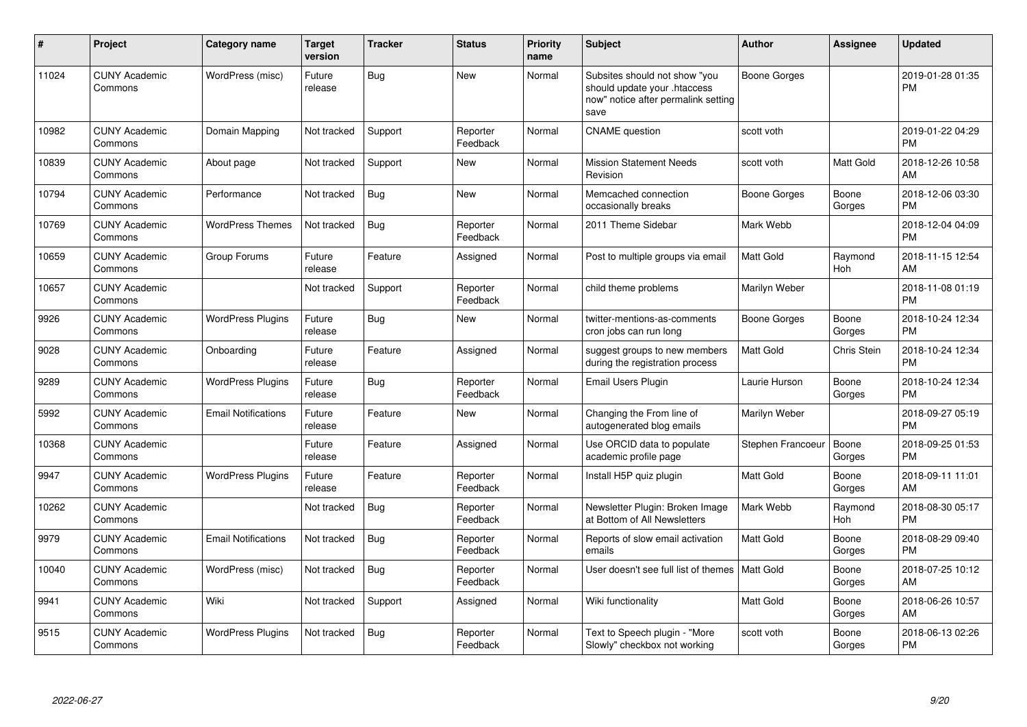| # | Project | Category name | Target version | Tracker | Status | Priority name | Subject | Author | Assignee | Updated |
|---|---|---|---|---|---|---|---|---|---|---|
| 11024 | CUNY Academic Commons | WordPress (misc) | Future release | Bug | New | Normal | Subsites should not show "you should update your .htaccess now" notice after permalink setting save | Boone Gorges | | 2019-01-28 01:35 PM |
| 10982 | CUNY Academic Commons | Domain Mapping | Not tracked | Support | Reporter Feedback | Normal | CNAME question | scott voth | | 2019-01-22 04:29 PM |
| 10839 | CUNY Academic Commons | About page | Not tracked | Support | New | Normal | Mission Statement Needs Revision | scott voth | Matt Gold | 2018-12-26 10:58 AM |
| 10794 | CUNY Academic Commons | Performance | Not tracked | Bug | New | Normal | Memcached connection occasionally breaks | Boone Gorges | Boone Gorges | 2018-12-06 03:30 PM |
| 10769 | CUNY Academic Commons | WordPress Themes | Not tracked | Bug | Reporter Feedback | Normal | 2011 Theme Sidebar | Mark Webb | | 2018-12-04 04:09 PM |
| 10659 | CUNY Academic Commons | Group Forums | Future release | Feature | Assigned | Normal | Post to multiple groups via email | Matt Gold | Raymond Hoh | 2018-11-15 12:54 AM |
| 10657 | CUNY Academic Commons | | Not tracked | Support | Reporter Feedback | Normal | child theme problems | Marilyn Weber | | 2018-11-08 01:19 PM |
| 9926 | CUNY Academic Commons | WordPress Plugins | Future release | Bug | New | Normal | twitter-mentions-as-comments cron jobs can run long | Boone Gorges | Boone Gorges | 2018-10-24 12:34 PM |
| 9028 | CUNY Academic Commons | Onboarding | Future release | Feature | Assigned | Normal | suggest groups to new members during the registration process | Matt Gold | Chris Stein | 2018-10-24 12:34 PM |
| 9289 | CUNY Academic Commons | WordPress Plugins | Future release | Bug | Reporter Feedback | Normal | Email Users Plugin | Laurie Hurson | Boone Gorges | 2018-10-24 12:34 PM |
| 5992 | CUNY Academic Commons | Email Notifications | Future release | Feature | New | Normal | Changing the From line of autogenerated blog emails | Marilyn Weber | | 2018-09-27 05:19 PM |
| 10368 | CUNY Academic Commons | | Future release | Feature | Assigned | Normal | Use ORCID data to populate academic profile page | Stephen Francoeur | Boone Gorges | 2018-09-25 01:53 PM |
| 9947 | CUNY Academic Commons | WordPress Plugins | Future release | Feature | Reporter Feedback | Normal | Install H5P quiz plugin | Matt Gold | Boone Gorges | 2018-09-11 11:01 AM |
| 10262 | CUNY Academic Commons | | Not tracked | Bug | Reporter Feedback | Normal | Newsletter Plugin: Broken Image at Bottom of All Newsletters | Mark Webb | Raymond Hoh | 2018-08-30 05:17 PM |
| 9979 | CUNY Academic Commons | Email Notifications | Not tracked | Bug | Reporter Feedback | Normal | Reports of slow email activation emails | Matt Gold | Boone Gorges | 2018-08-29 09:40 PM |
| 10040 | CUNY Academic Commons | WordPress (misc) | Not tracked | Bug | Reporter Feedback | Normal | User doesn't see full list of themes | Matt Gold | Boone Gorges | 2018-07-25 10:12 AM |
| 9941 | CUNY Academic Commons | Wiki | Not tracked | Support | Assigned | Normal | Wiki functionality | Matt Gold | Boone Gorges | 2018-06-26 10:57 AM |
| 9515 | CUNY Academic Commons | WordPress Plugins | Not tracked | Bug | Reporter Feedback | Normal | Text to Speech plugin - "More Slowly" checkbox not working | scott voth | Boone Gorges | 2018-06-13 02:26 PM |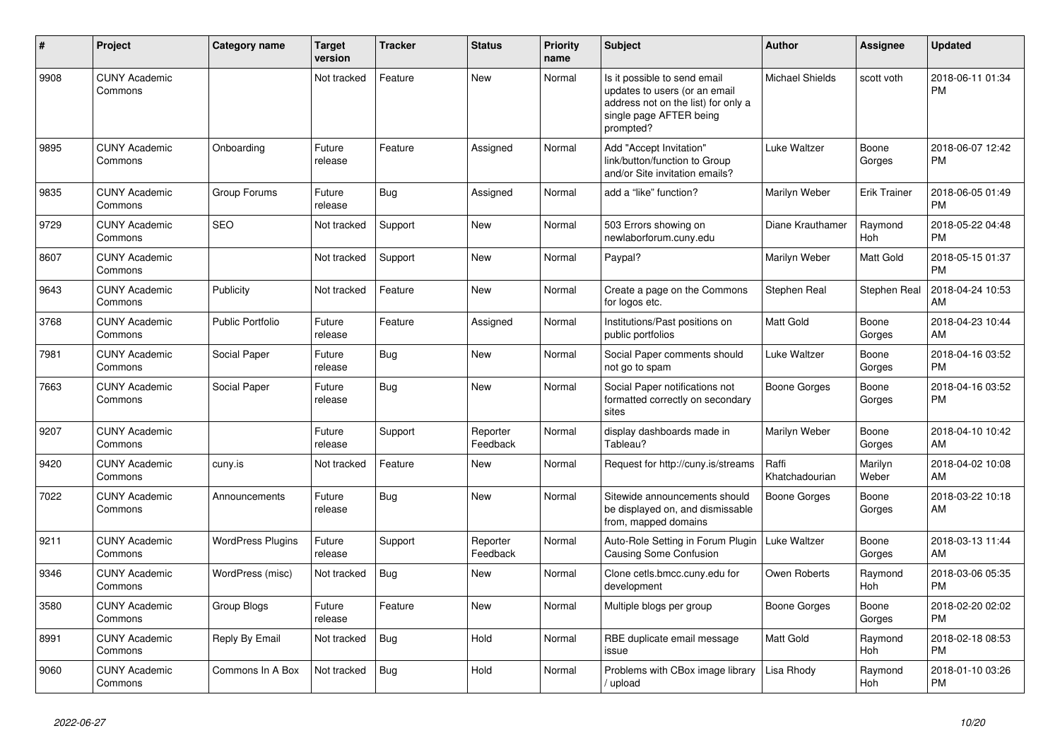| # | Project | Category name | Target version | Tracker | Status | Priority name | Subject | Author | Assignee | Updated |
|---|---|---|---|---|---|---|---|---|---|---|
| 9908 | CUNY Academic Commons | | Not tracked | Feature | New | Normal | Is it possible to send email updates to users (or an email address not on the list) for only a single page AFTER being prompted? | Michael Shields | scott voth | 2018-06-11 01:34 PM |
| 9895 | CUNY Academic Commons | Onboarding | Future release | Feature | Assigned | Normal | Add "Accept Invitation" link/button/function to Group and/or Site invitation emails? | Luke Waltzer | Boone Gorges | 2018-06-07 12:42 PM |
| 9835 | CUNY Academic Commons | Group Forums | Future release | Bug | Assigned | Normal | add a “like” function? | Marilyn Weber | Erik Trainer | 2018-06-05 01:49 PM |
| 9729 | CUNY Academic Commons | SEO | Not tracked | Support | New | Normal | 503 Errors showing on newlaborforum.cuny.edu | Diane Krauthamer | Raymond Hoh | 2018-05-22 04:48 PM |
| 8607 | CUNY Academic Commons | | Not tracked | Support | New | Normal | Paypal? | Marilyn Weber | Matt Gold | 2018-05-15 01:37 PM |
| 9643 | CUNY Academic Commons | Publicity | Not tracked | Feature | New | Normal | Create a page on the Commons for logos etc. | Stephen Real | Stephen Real | 2018-04-24 10:53 AM |
| 3768 | CUNY Academic Commons | Public Portfolio | Future release | Feature | Assigned | Normal | Institutions/Past positions on public portfolios | Matt Gold | Boone Gorges | 2018-04-23 10:44 AM |
| 7981 | CUNY Academic Commons | Social Paper | Future release | Bug | New | Normal | Social Paper comments should not go to spam | Luke Waltzer | Boone Gorges | 2018-04-16 03:52 PM |
| 7663 | CUNY Academic Commons | Social Paper | Future release | Bug | New | Normal | Social Paper notifications not formatted correctly on secondary sites | Boone Gorges | Boone Gorges | 2018-04-16 03:52 PM |
| 9207 | CUNY Academic Commons | | Future release | Support | Reporter Feedback | Normal | display dashboards made in Tableau? | Marilyn Weber | Boone Gorges | 2018-04-10 10:42 AM |
| 9420 | CUNY Academic Commons | cuny.is | Not tracked | Feature | New | Normal | Request for http://cuny.is/streams | Raffi Khatchadourian | Marilyn Weber | 2018-04-02 10:08 AM |
| 7022 | CUNY Academic Commons | Announcements | Future release | Bug | New | Normal | Sitewide announcements should be displayed on, and dismissable from, mapped domains | Boone Gorges | Boone Gorges | 2018-03-22 10:18 AM |
| 9211 | CUNY Academic Commons | WordPress Plugins | Future release | Support | Reporter Feedback | Normal | Auto-Role Setting in Forum Plugin Causing Some Confusion | Luke Waltzer | Boone Gorges | 2018-03-13 11:44 AM |
| 9346 | CUNY Academic Commons | WordPress (misc) | Not tracked | Bug | New | Normal | Clone cetls.bmcc.cuny.edu for development | Owen Roberts | Raymond Hoh | 2018-03-06 05:35 PM |
| 3580 | CUNY Academic Commons | Group Blogs | Future release | Feature | New | Normal | Multiple blogs per group | Boone Gorges | Boone Gorges | 2018-02-20 02:02 PM |
| 8991 | CUNY Academic Commons | Reply By Email | Not tracked | Bug | Hold | Normal | RBE duplicate email message issue | Matt Gold | Raymond Hoh | 2018-02-18 08:53 PM |
| 9060 | CUNY Academic Commons | Commons In A Box | Not tracked | Bug | Hold | Normal | Problems with CBox image library / upload | Lisa Rhody | Raymond Hoh | 2018-01-10 03:26 PM |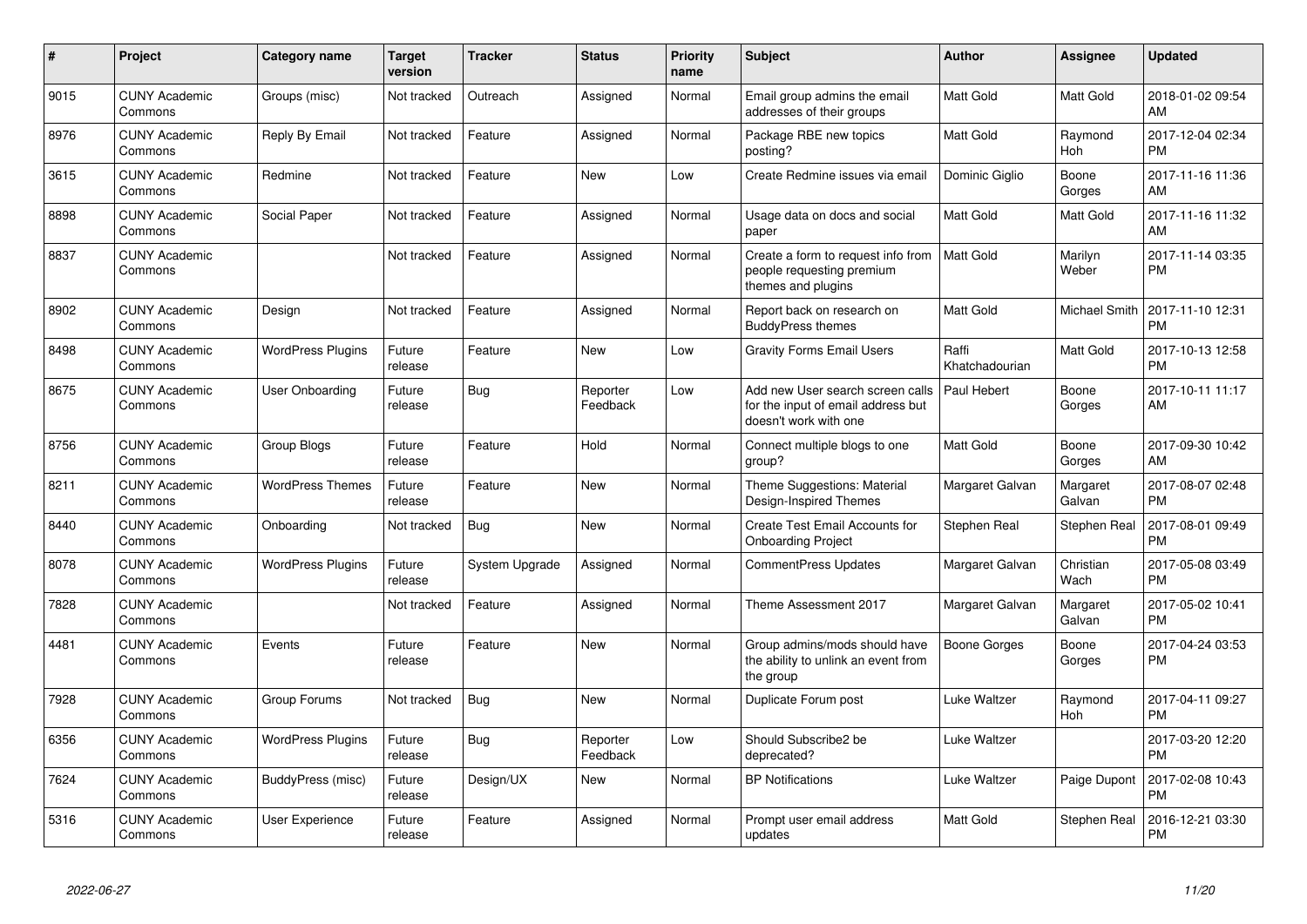| # | Project | Category name | Target version | Tracker | Status | Priority name | Subject | Author | Assignee | Updated |
|---|---|---|---|---|---|---|---|---|---|---|
| 9015 | CUNY Academic Commons | Groups (misc) | Not tracked | Outreach | Assigned | Normal | Email group admins the email addresses of their groups | Matt Gold | Matt Gold | 2018-01-02 09:54 AM |
| 8976 | CUNY Academic Commons | Reply By Email | Not tracked | Feature | Assigned | Normal | Package RBE new topics posting? | Matt Gold | Raymond Hoh | 2017-12-04 02:34 PM |
| 3615 | CUNY Academic Commons | Redmine | Not tracked | Feature | New | Low | Create Redmine issues via email | Dominic Giglio | Boone Gorges | 2017-11-16 11:36 AM |
| 8898 | CUNY Academic Commons | Social Paper | Not tracked | Feature | Assigned | Normal | Usage data on docs and social paper | Matt Gold | Matt Gold | 2017-11-16 11:32 AM |
| 8837 | CUNY Academic Commons | | Not tracked | Feature | Assigned | Normal | Create a form to request info from people requesting premium themes and plugins | Matt Gold | Marilyn Weber | 2017-11-14 03:35 PM |
| 8902 | CUNY Academic Commons | Design | Not tracked | Feature | Assigned | Normal | Report back on research on BuddyPress themes | Matt Gold | Michael Smith | 2017-11-10 12:31 PM |
| 8498 | CUNY Academic Commons | WordPress Plugins | Future release | Feature | New | Low | Gravity Forms Email Users | Raffi Khatchadourian | Matt Gold | 2017-10-13 12:58 PM |
| 8675 | CUNY Academic Commons | User Onboarding | Future release | Bug | Reporter Feedback | Low | Add new User search screen calls for the input of email address but doesn't work with one | Paul Hebert | Boone Gorges | 2017-10-11 11:17 AM |
| 8756 | CUNY Academic Commons | Group Blogs | Future release | Feature | Hold | Normal | Connect multiple blogs to one group? | Matt Gold | Boone Gorges | 2017-09-30 10:42 AM |
| 8211 | CUNY Academic Commons | WordPress Themes | Future release | Feature | New | Normal | Theme Suggestions: Material Design-Inspired Themes | Margaret Galvan | Margaret Galvan | 2017-08-07 02:48 PM |
| 8440 | CUNY Academic Commons | Onboarding | Not tracked | Bug | New | Normal | Create Test Email Accounts for Onboarding Project | Stephen Real | Stephen Real | 2017-08-01 09:49 PM |
| 8078 | CUNY Academic Commons | WordPress Plugins | Future release | System Upgrade | Assigned | Normal | CommentPress Updates | Margaret Galvan | Christian Wach | 2017-05-08 03:49 PM |
| 7828 | CUNY Academic Commons | | Not tracked | Feature | Assigned | Normal | Theme Assessment 2017 | Margaret Galvan | Margaret Galvan | 2017-05-02 10:41 PM |
| 4481 | CUNY Academic Commons | Events | Future release | Feature | New | Normal | Group admins/mods should have the ability to unlink an event from the group | Boone Gorges | Boone Gorges | 2017-04-24 03:53 PM |
| 7928 | CUNY Academic Commons | Group Forums | Not tracked | Bug | New | Normal | Duplicate Forum post | Luke Waltzer | Raymond Hoh | 2017-04-11 09:27 PM |
| 6356 | CUNY Academic Commons | WordPress Plugins | Future release | Bug | Reporter Feedback | Low | Should Subscribe2 be deprecated? | Luke Waltzer | | 2017-03-20 12:20 PM |
| 7624 | CUNY Academic Commons | BuddyPress (misc) | Future release | Design/UX | New | Normal | BP Notifications | Luke Waltzer | Paige Dupont | 2017-02-08 10:43 PM |
| 5316 | CUNY Academic Commons | User Experience | Future release | Feature | Assigned | Normal | Prompt user email address updates | Matt Gold | Stephen Real | 2016-12-21 03:30 PM |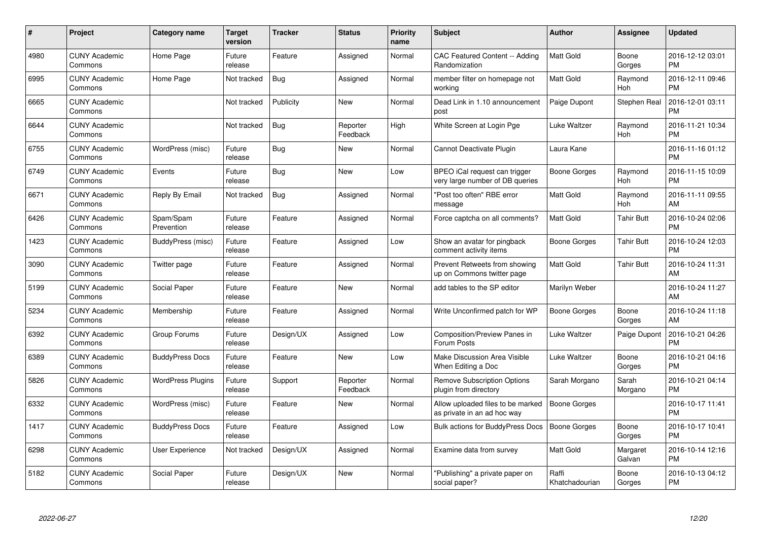| # | Project | Category name | Target version | Tracker | Status | Priority name | Subject | Author | Assignee | Updated |
|---|---|---|---|---|---|---|---|---|---|---|
| 4980 | CUNY Academic Commons | Home Page | Future release | Feature | Assigned | Normal | CAC Featured Content -- Adding Randomization | Matt Gold | Boone Gorges | 2016-12-12 03:01 PM |
| 6995 | CUNY Academic Commons | Home Page | Not tracked | Bug | Assigned | Normal | member filter on homepage not working | Matt Gold | Raymond Hoh | 2016-12-11 09:46 PM |
| 6665 | CUNY Academic Commons | | Not tracked | Publicity | New | Normal | Dead Link in 1.10 announcement post | Paige Dupont | Stephen Real | 2016-12-01 03:11 PM |
| 6644 | CUNY Academic Commons | | Not tracked | Bug | Reporter Feedback | High | White Screen at Login Pge | Luke Waltzer | Raymond Hoh | 2016-11-21 10:34 PM |
| 6755 | CUNY Academic Commons | WordPress (misc) | Future release | Bug | New | Normal | Cannot Deactivate Plugin | Laura Kane | | 2016-11-16 01:12 PM |
| 6749 | CUNY Academic Commons | Events | Future release | Bug | New | Low | BPEO iCal request can trigger very large number of DB queries | Boone Gorges | Raymond Hoh | 2016-11-15 10:09 PM |
| 6671 | CUNY Academic Commons | Reply By Email | Not tracked | Bug | Assigned | Normal | "Post too often" RBE error message | Matt Gold | Raymond Hoh | 2016-11-11 09:55 AM |
| 6426 | CUNY Academic Commons | Spam/Spam Prevention | Future release | Feature | Assigned | Normal | Force captcha on all comments? | Matt Gold | Tahir Butt | 2016-10-24 02:06 PM |
| 1423 | CUNY Academic Commons | BuddyPress (misc) | Future release | Feature | Assigned | Low | Show an avatar for pingback comment activity items | Boone Gorges | Tahir Butt | 2016-10-24 12:03 PM |
| 3090 | CUNY Academic Commons | Twitter page | Future release | Feature | Assigned | Normal | Prevent Retweets from showing up on Commons twitter page | Matt Gold | Tahir Butt | 2016-10-24 11:31 AM |
| 5199 | CUNY Academic Commons | Social Paper | Future release | Feature | New | Normal | add tables to the SP editor | Marilyn Weber | | 2016-10-24 11:27 AM |
| 5234 | CUNY Academic Commons | Membership | Future release | Feature | Assigned | Normal | Write Unconfirmed patch for WP | Boone Gorges | Boone Gorges | 2016-10-24 11:18 AM |
| 6392 | CUNY Academic Commons | Group Forums | Future release | Design/UX | Assigned | Low | Composition/Preview Panes in Forum Posts | Luke Waltzer | Paige Dupont | 2016-10-21 04:26 PM |
| 6389 | CUNY Academic Commons | BuddyPress Docs | Future release | Feature | New | Low | Make Discussion Area Visible When Editing a Doc | Luke Waltzer | Boone Gorges | 2016-10-21 04:16 PM |
| 5826 | CUNY Academic Commons | WordPress Plugins | Future release | Support | Reporter Feedback | Normal | Remove Subscription Options plugin from directory | Sarah Morgano | Sarah Morgano | 2016-10-21 04:14 PM |
| 6332 | CUNY Academic Commons | WordPress (misc) | Future release | Feature | New | Normal | Allow uploaded files to be marked as private in an ad hoc way | Boone Gorges | | 2016-10-17 11:41 PM |
| 1417 | CUNY Academic Commons | BuddyPress Docs | Future release | Feature | Assigned | Low | Bulk actions for BuddyPress Docs | Boone Gorges | Boone Gorges | 2016-10-17 10:41 PM |
| 6298 | CUNY Academic Commons | User Experience | Not tracked | Design/UX | Assigned | Normal | Examine data from survey | Matt Gold | Margaret Galvan | 2016-10-14 12:16 PM |
| 5182 | CUNY Academic Commons | Social Paper | Future release | Design/UX | New | Normal | "Publishing" a private paper on social paper? | Raffi Khatchadourian | Boone Gorges | 2016-10-13 04:12 PM |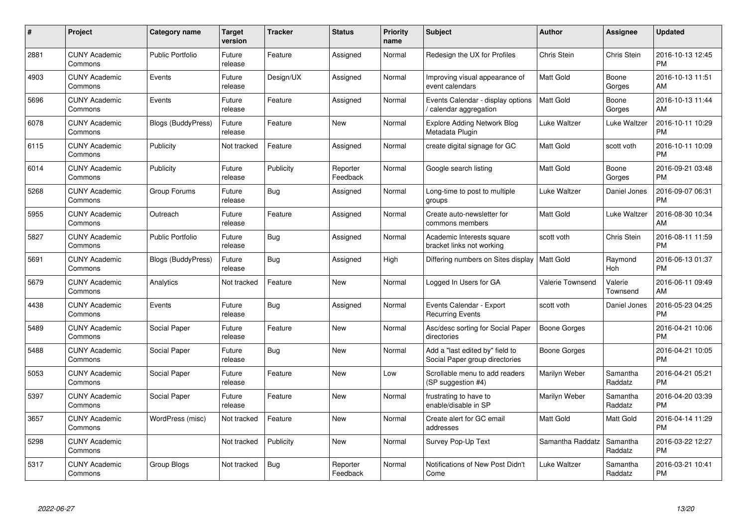| # | Project | Category name | Target version | Tracker | Status | Priority name | Subject | Author | Assignee | Updated |
|---|---|---|---|---|---|---|---|---|---|---|
| 2881 | CUNY Academic Commons | Public Portfolio | Future release | Feature | Assigned | Normal | Redesign the UX for Profiles | Chris Stein | Chris Stein | 2016-10-13 12:45 PM |
| 4903 | CUNY Academic Commons | Events | Future release | Design/UX | Assigned | Normal | Improving visual appearance of event calendars | Matt Gold | Boone Gorges | 2016-10-13 11:51 AM |
| 5696 | CUNY Academic Commons | Events | Future release | Feature | Assigned | Normal | Events Calendar - display options / calendar aggregation | Matt Gold | Boone Gorges | 2016-10-13 11:44 AM |
| 6078 | CUNY Academic Commons | Blogs (BuddyPress) | Future release | Feature | New | Normal | Explore Adding Network Blog Metadata Plugin | Luke Waltzer | Luke Waltzer | 2016-10-11 10:29 PM |
| 6115 | CUNY Academic Commons | Publicity | Not tracked | Feature | Assigned | Normal | create digital signage for GC | Matt Gold | scott voth | 2016-10-11 10:09 PM |
| 6014 | CUNY Academic Commons | Publicity | Future release | Publicity | Reporter Feedback | Normal | Google search listing | Matt Gold | Boone Gorges | 2016-09-21 03:48 PM |
| 5268 | CUNY Academic Commons | Group Forums | Future release | Bug | Assigned | Normal | Long-time to post to multiple groups | Luke Waltzer | Daniel Jones | 2016-09-07 06:31 PM |
| 5955 | CUNY Academic Commons | Outreach | Future release | Feature | Assigned | Normal | Create auto-newsletter for commons members | Matt Gold | Luke Waltzer | 2016-08-30 10:34 AM |
| 5827 | CUNY Academic Commons | Public Portfolio | Future release | Bug | Assigned | Normal | Academic Interests square bracket links not working | scott voth | Chris Stein | 2016-08-11 11:59 PM |
| 5691 | CUNY Academic Commons | Blogs (BuddyPress) | Future release | Bug | Assigned | High | Differing numbers on Sites display | Matt Gold | Raymond Hoh | 2016-06-13 01:37 PM |
| 5679 | CUNY Academic Commons | Analytics | Not tracked | Feature | New | Normal | Logged In Users for GA | Valerie Townsend | Valerie Townsend | 2016-06-11 09:49 AM |
| 4438 | CUNY Academic Commons | Events | Future release | Bug | Assigned | Normal | Events Calendar - Export Recurring Events | scott voth | Daniel Jones | 2016-05-23 04:25 PM |
| 5489 | CUNY Academic Commons | Social Paper | Future release | Feature | New | Normal | Asc/desc sorting for Social Paper directories | Boone Gorges | | 2016-04-21 10:06 PM |
| 5488 | CUNY Academic Commons | Social Paper | Future release | Bug | New | Normal | Add a "last edited by" field to Social Paper group directories | Boone Gorges | | 2016-04-21 10:05 PM |
| 5053 | CUNY Academic Commons | Social Paper | Future release | Feature | New | Low | Scrollable menu to add readers (SP suggestion #4) | Marilyn Weber | Samantha Raddatz | 2016-04-21 05:21 PM |
| 5397 | CUNY Academic Commons | Social Paper | Future release | Feature | New | Normal | frustrating to have to enable/disable in SP | Marilyn Weber | Samantha Raddatz | 2016-04-20 03:39 PM |
| 3657 | CUNY Academic Commons | WordPress (misc) | Not tracked | Feature | New | Normal | Create alert for GC email addresses | Matt Gold | Matt Gold | 2016-04-14 11:29 PM |
| 5298 | CUNY Academic Commons | | Not tracked | Publicity | New | Normal | Survey Pop-Up Text | Samantha Raddatz | Samantha Raddatz | 2016-03-22 12:27 PM |
| 5317 | CUNY Academic Commons | Group Blogs | Not tracked | Bug | Reporter Feedback | Normal | Notifications of New Post Didn't Come | Luke Waltzer | Samantha Raddatz | 2016-03-21 10:41 PM |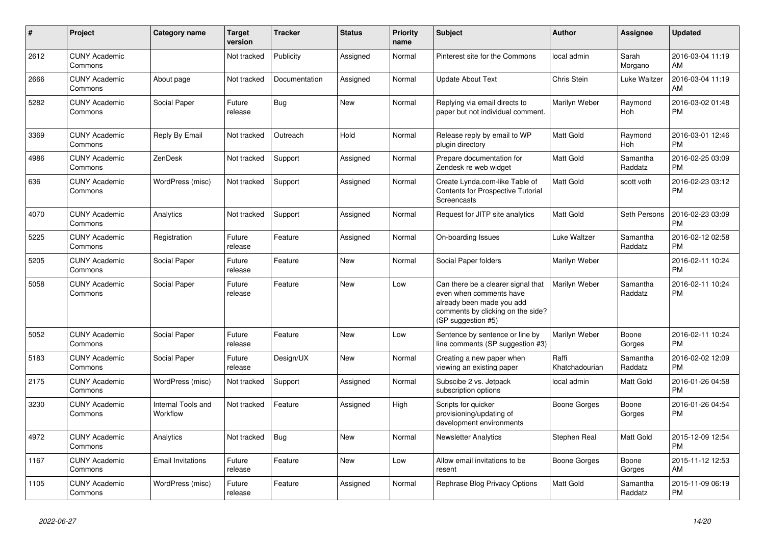| # | Project | Category name | Target version | Tracker | Status | Priority name | Subject | Author | Assignee | Updated |
|---|---|---|---|---|---|---|---|---|---|---|
| 2612 | CUNY Academic Commons | | Not tracked | Publicity | Assigned | Normal | Pinterest site for the Commons | local admin | Sarah Morgano | 2016-03-04 11:19 AM |
| 2666 | CUNY Academic Commons | About page | Not tracked | Documentation | Assigned | Normal | Update About Text | Chris Stein | Luke Waltzer | 2016-03-04 11:19 AM |
| 5282 | CUNY Academic Commons | Social Paper | Future release | Bug | New | Normal | Replying via email directs to paper but not individual comment. | Marilyn Weber | Raymond Hoh | 2016-03-02 01:48 PM |
| 3369 | CUNY Academic Commons | Reply By Email | Not tracked | Outreach | Hold | Normal | Release reply by email to WP plugin directory | Matt Gold | Raymond Hoh | 2016-03-01 12:46 PM |
| 4986 | CUNY Academic Commons | ZenDesk | Not tracked | Support | Assigned | Normal | Prepare documentation for Zendesk re web widget | Matt Gold | Samantha Raddatz | 2016-02-25 03:09 PM |
| 636 | CUNY Academic Commons | WordPress (misc) | Not tracked | Support | Assigned | Normal | Create Lynda.com-like Table of Contents for Prospective Tutorial Screencasts | Matt Gold | scott voth | 2016-02-23 03:12 PM |
| 4070 | CUNY Academic Commons | Analytics | Not tracked | Support | Assigned | Normal | Request for JITP site analytics | Matt Gold | Seth Persons | 2016-02-23 03:09 PM |
| 5225 | CUNY Academic Commons | Registration | Future release | Feature | Assigned | Normal | On-boarding Issues | Luke Waltzer | Samantha Raddatz | 2016-02-12 02:58 PM |
| 5205 | CUNY Academic Commons | Social Paper | Future release | Feature | New | Normal | Social Paper folders | Marilyn Weber | | 2016-02-11 10:24 PM |
| 5058 | CUNY Academic Commons | Social Paper | Future release | Feature | New | Low | Can there be a clearer signal that even when comments have already been made you add comments by clicking on the side? (SP suggestion #5) | Marilyn Weber | Samantha Raddatz | 2016-02-11 10:24 PM |
| 5052 | CUNY Academic Commons | Social Paper | Future release | Feature | New | Low | Sentence by sentence or line by line comments (SP suggestion #3) | Marilyn Weber | Boone Gorges | 2016-02-11 10:24 PM |
| 5183 | CUNY Academic Commons | Social Paper | Future release | Design/UX | New | Normal | Creating a new paper when viewing an existing paper | Raffi Khatchadourian | Samantha Raddatz | 2016-02-02 12:09 PM |
| 2175 | CUNY Academic Commons | WordPress (misc) | Not tracked | Support | Assigned | Normal | Subscibe 2 vs. Jetpack subscription options | local admin | Matt Gold | 2016-01-26 04:58 PM |
| 3230 | CUNY Academic Commons | Internal Tools and Workflow | Not tracked | Feature | Assigned | High | Scripts for quicker provisioning/updating of development environments | Boone Gorges | Boone Gorges | 2016-01-26 04:54 PM |
| 4972 | CUNY Academic Commons | Analytics | Not tracked | Bug | New | Normal | Newsletter Analytics | Stephen Real | Matt Gold | 2015-12-09 12:54 PM |
| 1167 | CUNY Academic Commons | Email Invitations | Future release | Feature | New | Low | Allow email invitations to be resent | Boone Gorges | Boone Gorges | 2015-11-12 12:53 AM |
| 1105 | CUNY Academic Commons | WordPress (misc) | Future release | Feature | Assigned | Normal | Rephrase Blog Privacy Options | Matt Gold | Samantha Raddatz | 2015-11-09 06:19 PM |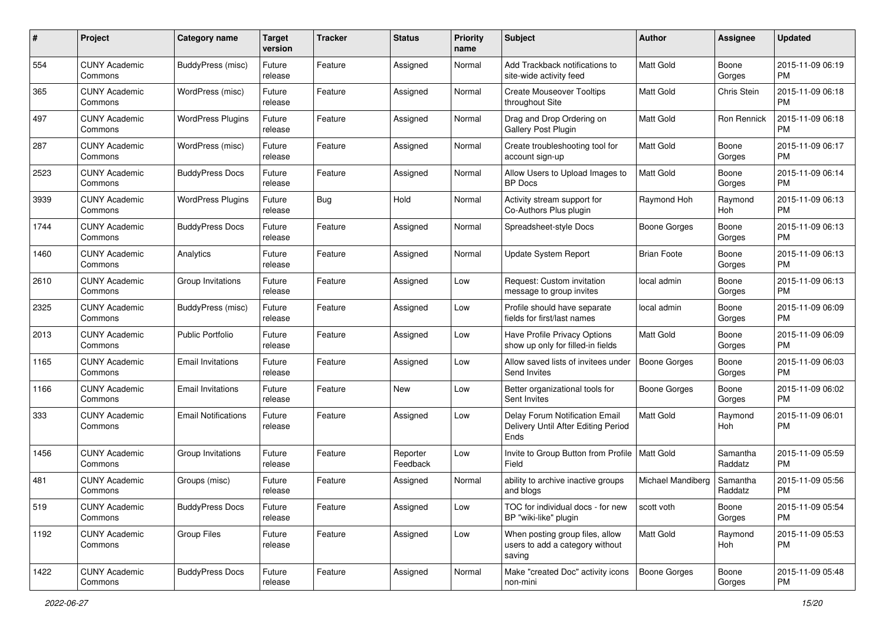| # | Project | Category name | Target version | Tracker | Status | Priority name | Subject | Author | Assignee | Updated |
|---|---|---|---|---|---|---|---|---|---|---|
| 554 | CUNY Academic Commons | BuddyPress (misc) | Future release | Feature | Assigned | Normal | Add Trackback notifications to site-wide activity feed | Matt Gold | Boone Gorges | 2015-11-09 06:19 PM |
| 365 | CUNY Academic Commons | WordPress (misc) | Future release | Feature | Assigned | Normal | Create Mouseover Tooltips throughout Site | Matt Gold | Chris Stein | 2015-11-09 06:18 PM |
| 497 | CUNY Academic Commons | WordPress Plugins | Future release | Feature | Assigned | Normal | Drag and Drop Ordering on Gallery Post Plugin | Matt Gold | Ron Rennick | 2015-11-09 06:18 PM |
| 287 | CUNY Academic Commons | WordPress (misc) | Future release | Feature | Assigned | Normal | Create troubleshooting tool for account sign-up | Matt Gold | Boone Gorges | 2015-11-09 06:17 PM |
| 2523 | CUNY Academic Commons | BuddyPress Docs | Future release | Feature | Assigned | Normal | Allow Users to Upload Images to BP Docs | Matt Gold | Boone Gorges | 2015-11-09 06:14 PM |
| 3939 | CUNY Academic Commons | WordPress Plugins | Future release | Bug | Hold | Normal | Activity stream support for Co-Authors Plus plugin | Raymond Hoh | Raymond Hoh | 2015-11-09 06:13 PM |
| 1744 | CUNY Academic Commons | BuddyPress Docs | Future release | Feature | Assigned | Normal | Spreadsheet-style Docs | Boone Gorges | Boone Gorges | 2015-11-09 06:13 PM |
| 1460 | CUNY Academic Commons | Analytics | Future release | Feature | Assigned | Normal | Update System Report | Brian Foote | Boone Gorges | 2015-11-09 06:13 PM |
| 2610 | CUNY Academic Commons | Group Invitations | Future release | Feature | Assigned | Low | Request: Custom invitation message to group invites | local admin | Boone Gorges | 2015-11-09 06:13 PM |
| 2325 | CUNY Academic Commons | BuddyPress (misc) | Future release | Feature | Assigned | Low | Profile should have separate fields for first/last names | local admin | Boone Gorges | 2015-11-09 06:09 PM |
| 2013 | CUNY Academic Commons | Public Portfolio | Future release | Feature | Assigned | Low | Have Profile Privacy Options show up only for filled-in fields | Matt Gold | Boone Gorges | 2015-11-09 06:09 PM |
| 1165 | CUNY Academic Commons | Email Invitations | Future release | Feature | Assigned | Low | Allow saved lists of invitees under Send Invites | Boone Gorges | Boone Gorges | 2015-11-09 06:03 PM |
| 1166 | CUNY Academic Commons | Email Invitations | Future release | Feature | New | Low | Better organizational tools for Sent Invites | Boone Gorges | Boone Gorges | 2015-11-09 06:02 PM |
| 333 | CUNY Academic Commons | Email Notifications | Future release | Feature | Assigned | Low | Delay Forum Notification Email Delivery Until After Editing Period Ends | Matt Gold | Raymond Hoh | 2015-11-09 06:01 PM |
| 1456 | CUNY Academic Commons | Group Invitations | Future release | Feature | Reporter Feedback | Low | Invite to Group Button from Profile Field | Matt Gold | Samantha Raddatz | 2015-11-09 05:59 PM |
| 481 | CUNY Academic Commons | Groups (misc) | Future release | Feature | Assigned | Normal | ability to archive inactive groups and blogs | Michael Mandiberg | Samantha Raddatz | 2015-11-09 05:56 PM |
| 519 | CUNY Academic Commons | BuddyPress Docs | Future release | Feature | Assigned | Low | TOC for individual docs - for new BP "wiki-like" plugin | scott voth | Boone Gorges | 2015-11-09 05:54 PM |
| 1192 | CUNY Academic Commons | Group Files | Future release | Feature | Assigned | Low | When posting group files, allow users to add a category without saving | Matt Gold | Raymond Hoh | 2015-11-09 05:53 PM |
| 1422 | CUNY Academic Commons | BuddyPress Docs | Future release | Feature | Assigned | Normal | Make "created Doc" activity icons non-mini | Boone Gorges | Boone Gorges | 2015-11-09 05:48 PM |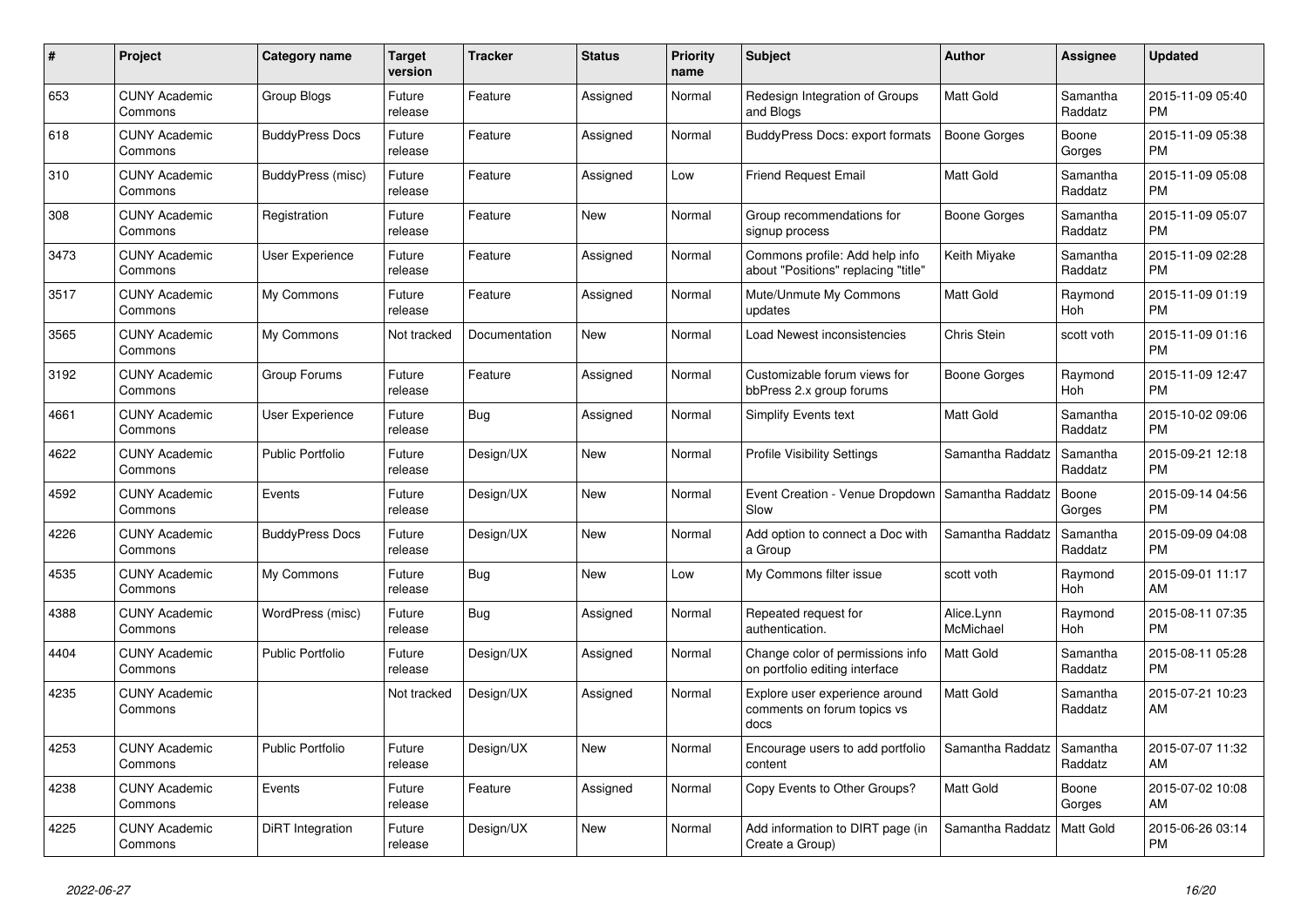| # | Project | Category name | Target version | Tracker | Status | Priority name | Subject | Author | Assignee | Updated |
|---|---|---|---|---|---|---|---|---|---|---|
| 653 | CUNY Academic Commons | Group Blogs | Future release | Feature | Assigned | Normal | Redesign Integration of Groups and Blogs | Matt Gold | Samantha Raddatz | 2015-11-09 05:40 PM |
| 618 | CUNY Academic Commons | BuddyPress Docs | Future release | Feature | Assigned | Normal | BuddyPress Docs: export formats | Boone Gorges | Boone Gorges | 2015-11-09 05:38 PM |
| 310 | CUNY Academic Commons | BuddyPress (misc) | Future release | Feature | Assigned | Low | Friend Request Email | Matt Gold | Samantha Raddatz | 2015-11-09 05:08 PM |
| 308 | CUNY Academic Commons | Registration | Future release | Feature | New | Normal | Group recommendations for signup process | Boone Gorges | Samantha Raddatz | 2015-11-09 05:07 PM |
| 3473 | CUNY Academic Commons | User Experience | Future release | Feature | Assigned | Normal | Commons profile: Add help info about "Positions" replacing "title" | Keith Miyake | Samantha Raddatz | 2015-11-09 02:28 PM |
| 3517 | CUNY Academic Commons | My Commons | Future release | Feature | Assigned | Normal | Mute/Unmute My Commons updates | Matt Gold | Raymond Hoh | 2015-11-09 01:19 PM |
| 3565 | CUNY Academic Commons | My Commons | Not tracked | Documentation | New | Normal | Load Newest inconsistencies | Chris Stein | scott voth | 2015-11-09 01:16 PM |
| 3192 | CUNY Academic Commons | Group Forums | Future release | Feature | Assigned | Normal | Customizable forum views for bbPress 2.x group forums | Boone Gorges | Raymond Hoh | 2015-11-09 12:47 PM |
| 4661 | CUNY Academic Commons | User Experience | Future release | Bug | Assigned | Normal | Simplify Events text | Matt Gold | Samantha Raddatz | 2015-10-02 09:06 PM |
| 4622 | CUNY Academic Commons | Public Portfolio | Future release | Design/UX | New | Normal | Profile Visibility Settings | Samantha Raddatz | Samantha Raddatz | 2015-09-21 12:18 PM |
| 4592 | CUNY Academic Commons | Events | Future release | Design/UX | New | Normal | Event Creation - Venue Dropdown Slow | Samantha Raddatz | Boone Gorges | 2015-09-14 04:56 PM |
| 4226 | CUNY Academic Commons | BuddyPress Docs | Future release | Design/UX | New | Normal | Add option to connect a Doc with a Group | Samantha Raddatz | Samantha Raddatz | 2015-09-09 04:08 PM |
| 4535 | CUNY Academic Commons | My Commons | Future release | Bug | New | Low | My Commons filter issue | scott voth | Raymond Hoh | 2015-09-01 11:17 AM |
| 4388 | CUNY Academic Commons | WordPress (misc) | Future release | Bug | Assigned | Normal | Repeated request for authentication. | Alice.Lynn McMichael | Raymond Hoh | 2015-08-11 07:35 PM |
| 4404 | CUNY Academic Commons | Public Portfolio | Future release | Design/UX | Assigned | Normal | Change color of permissions info on portfolio editing interface | Matt Gold | Samantha Raddatz | 2015-08-11 05:28 PM |
| 4235 | CUNY Academic Commons | | Not tracked | Design/UX | Assigned | Normal | Explore user experience around comments on forum topics vs docs | Matt Gold | Samantha Raddatz | 2015-07-21 10:23 AM |
| 4253 | CUNY Academic Commons | Public Portfolio | Future release | Design/UX | New | Normal | Encourage users to add portfolio content | Samantha Raddatz | Samantha Raddatz | 2015-07-07 11:32 AM |
| 4238 | CUNY Academic Commons | Events | Future release | Feature | Assigned | Normal | Copy Events to Other Groups? | Matt Gold | Boone Gorges | 2015-07-02 10:08 AM |
| 4225 | CUNY Academic Commons | DiRT Integration | Future release | Design/UX | New | Normal | Add information to DIRT page (in Create a Group) | Samantha Raddatz | Matt Gold | 2015-06-26 03:14 PM |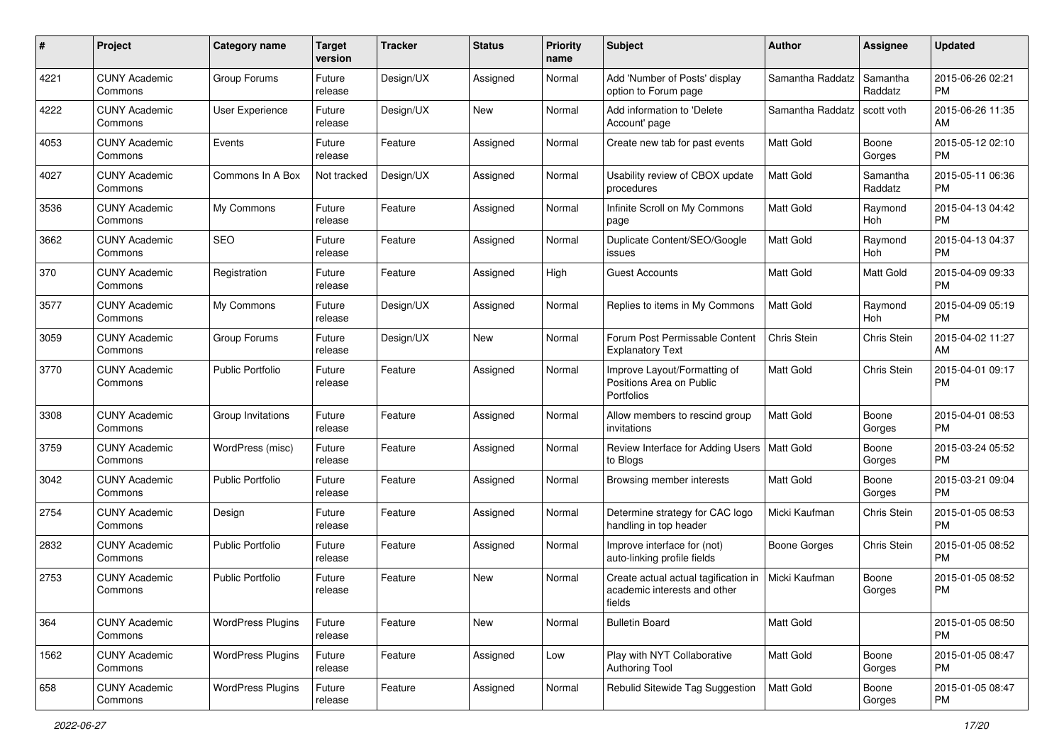| # | Project | Category name | Target version | Tracker | Status | Priority name | Subject | Author | Assignee | Updated |
|---|---|---|---|---|---|---|---|---|---|---|
| 4221 | CUNY Academic Commons | Group Forums | Future release | Design/UX | Assigned | Normal | Add 'Number of Posts' display option to Forum page | Samantha Raddatz | Samantha Raddatz | 2015-06-26 02:21 PM |
| 4222 | CUNY Academic Commons | User Experience | Future release | Design/UX | New | Normal | Add information to 'Delete Account' page | Samantha Raddatz | scott voth | 2015-06-26 11:35 AM |
| 4053 | CUNY Academic Commons | Events | Future release | Feature | Assigned | Normal | Create new tab for past events | Matt Gold | Boone Gorges | 2015-05-12 02:10 PM |
| 4027 | CUNY Academic Commons | Commons In A Box | Not tracked | Design/UX | Assigned | Normal | Usability review of CBOX update procedures | Matt Gold | Samantha Raddatz | 2015-05-11 06:36 PM |
| 3536 | CUNY Academic Commons | My Commons | Future release | Feature | Assigned | Normal | Infinite Scroll on My Commons page | Matt Gold | Raymond Hoh | 2015-04-13 04:42 PM |
| 3662 | CUNY Academic Commons | SEO | Future release | Feature | Assigned | Normal | Duplicate Content/SEO/Google issues | Matt Gold | Raymond Hoh | 2015-04-13 04:37 PM |
| 370 | CUNY Academic Commons | Registration | Future release | Feature | Assigned | High | Guest Accounts | Matt Gold | Matt Gold | 2015-04-09 09:33 PM |
| 3577 | CUNY Academic Commons | My Commons | Future release | Design/UX | Assigned | Normal | Replies to items in My Commons | Matt Gold | Raymond Hoh | 2015-04-09 05:19 PM |
| 3059 | CUNY Academic Commons | Group Forums | Future release | Design/UX | New | Normal | Forum Post Permissable Content Explanatory Text | Chris Stein | Chris Stein | 2015-04-02 11:27 AM |
| 3770 | CUNY Academic Commons | Public Portfolio | Future release | Feature | Assigned | Normal | Improve Layout/Formatting of Positions Area on Public Portfolios | Matt Gold | Chris Stein | 2015-04-01 09:17 PM |
| 3308 | CUNY Academic Commons | Group Invitations | Future release | Feature | Assigned | Normal | Allow members to rescind group invitations | Matt Gold | Boone Gorges | 2015-04-01 08:53 PM |
| 3759 | CUNY Academic Commons | WordPress (misc) | Future release | Feature | Assigned | Normal | Review Interface for Adding Users to Blogs | Matt Gold | Boone Gorges | 2015-03-24 05:52 PM |
| 3042 | CUNY Academic Commons | Public Portfolio | Future release | Feature | Assigned | Normal | Browsing member interests | Matt Gold | Boone Gorges | 2015-03-21 09:04 PM |
| 2754 | CUNY Academic Commons | Design | Future release | Feature | Assigned | Normal | Determine strategy for CAC logo handling in top header | Micki Kaufman | Chris Stein | 2015-01-05 08:53 PM |
| 2832 | CUNY Academic Commons | Public Portfolio | Future release | Feature | Assigned | Normal | Improve interface for (not) auto-linking profile fields | Boone Gorges | Chris Stein | 2015-01-05 08:52 PM |
| 2753 | CUNY Academic Commons | Public Portfolio | Future release | Feature | New | Normal | Create actual actual tagification in academic interests and other fields | Micki Kaufman | Boone Gorges | 2015-01-05 08:52 PM |
| 364 | CUNY Academic Commons | WordPress Plugins | Future release | Feature | New | Normal | Bulletin Board | Matt Gold | | 2015-01-05 08:50 PM |
| 1562 | CUNY Academic Commons | WordPress Plugins | Future release | Feature | Assigned | Low | Play with NYT Collaborative Authoring Tool | Matt Gold | Boone Gorges | 2015-01-05 08:47 PM |
| 658 | CUNY Academic Commons | WordPress Plugins | Future release | Feature | Assigned | Normal | Rebulid Sitewide Tag Suggestion | Matt Gold | Boone Gorges | 2015-01-05 08:47 PM |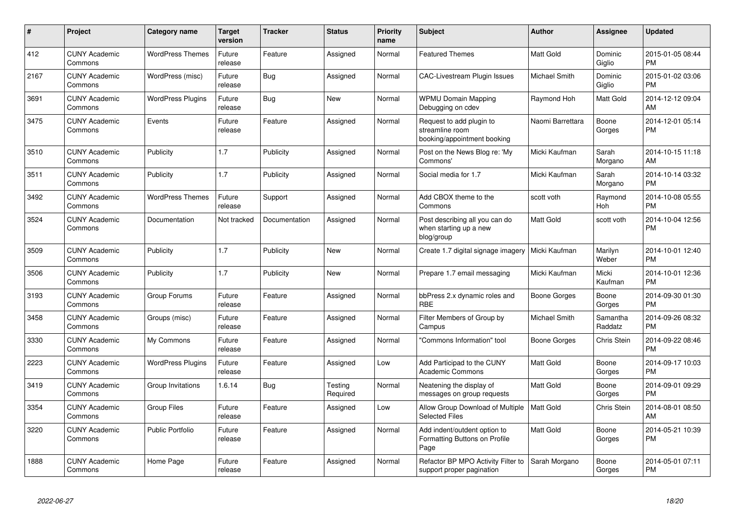| # | Project | Category name | Target version | Tracker | Status | Priority name | Subject | Author | Assignee | Updated |
|---|---|---|---|---|---|---|---|---|---|---|
| 412 | CUNY Academic Commons | WordPress Themes | Future release | Feature | Assigned | Normal | Featured Themes | Matt Gold | Dominic Giglio | 2015-01-05 08:44 PM |
| 2167 | CUNY Academic Commons | WordPress (misc) | Future release | Bug | Assigned | Normal | CAC-Livestream Plugin Issues | Michael Smith | Dominic Giglio | 2015-01-02 03:06 PM |
| 3691 | CUNY Academic Commons | WordPress Plugins | Future release | Bug | New | Normal | WPMU Domain Mapping Debugging on cdev | Raymond Hoh | Matt Gold | 2014-12-12 09:04 AM |
| 3475 | CUNY Academic Commons | Events | Future release | Feature | Assigned | Normal | Request to add plugin to streamline room booking/appointment booking | Naomi Barrettara | Boone Gorges | 2014-12-01 05:14 PM |
| 3510 | CUNY Academic Commons | Publicity | 1.7 | Publicity | Assigned | Normal | Post on the News Blog re: 'My Commons' | Micki Kaufman | Sarah Morgano | 2014-10-15 11:18 AM |
| 3511 | CUNY Academic Commons | Publicity | 1.7 | Publicity | Assigned | Normal | Social media for 1.7 | Micki Kaufman | Sarah Morgano | 2014-10-14 03:32 PM |
| 3492 | CUNY Academic Commons | WordPress Themes | Future release | Support | Assigned | Normal | Add CBOX theme to the Commons | scott voth | Raymond Hoh | 2014-10-08 05:55 PM |
| 3524 | CUNY Academic Commons | Documentation | Not tracked | Documentation | Assigned | Normal | Post describing all you can do when starting up a new blog/group | Matt Gold | scott voth | 2014-10-04 12:56 PM |
| 3509 | CUNY Academic Commons | Publicity | 1.7 | Publicity | New | Normal | Create 1.7 digital signage imagery | Micki Kaufman | Marilyn Weber | 2014-10-01 12:40 PM |
| 3506 | CUNY Academic Commons | Publicity | 1.7 | Publicity | New | Normal | Prepare 1.7 email messaging | Micki Kaufman | Micki Kaufman | 2014-10-01 12:36 PM |
| 3193 | CUNY Academic Commons | Group Forums | Future release | Feature | Assigned | Normal | bbPress 2.x dynamic roles and RBE | Boone Gorges | Boone Gorges | 2014-09-30 01:30 PM |
| 3458 | CUNY Academic Commons | Groups (misc) | Future release | Feature | Assigned | Normal | Filter Members of Group by Campus | Michael Smith | Samantha Raddatz | 2014-09-26 08:32 PM |
| 3330 | CUNY Academic Commons | My Commons | Future release | Feature | Assigned | Normal | "Commons Information" tool | Boone Gorges | Chris Stein | 2014-09-22 08:46 PM |
| 2223 | CUNY Academic Commons | WordPress Plugins | Future release | Feature | Assigned | Low | Add Participad to the CUNY Academic Commons | Matt Gold | Boone Gorges | 2014-09-17 10:03 PM |
| 3419 | CUNY Academic Commons | Group Invitations | 1.6.14 | Bug | Testing Required | Normal | Neatening the display of messages on group requests | Matt Gold | Boone Gorges | 2014-09-01 09:29 PM |
| 3354 | CUNY Academic Commons | Group Files | Future release | Feature | Assigned | Low | Allow Group Download of Multiple Selected Files | Matt Gold | Chris Stein | 2014-08-01 08:50 AM |
| 3220 | CUNY Academic Commons | Public Portfolio | Future release | Feature | Assigned | Normal | Add indent/outdent option to Formatting Buttons on Profile Page | Matt Gold | Boone Gorges | 2014-05-21 10:39 PM |
| 1888 | CUNY Academic Commons | Home Page | Future release | Feature | Assigned | Normal | Refactor BP MPO Activity Filter to support proper pagination | Sarah Morgano | Boone Gorges | 2014-05-01 07:11 PM |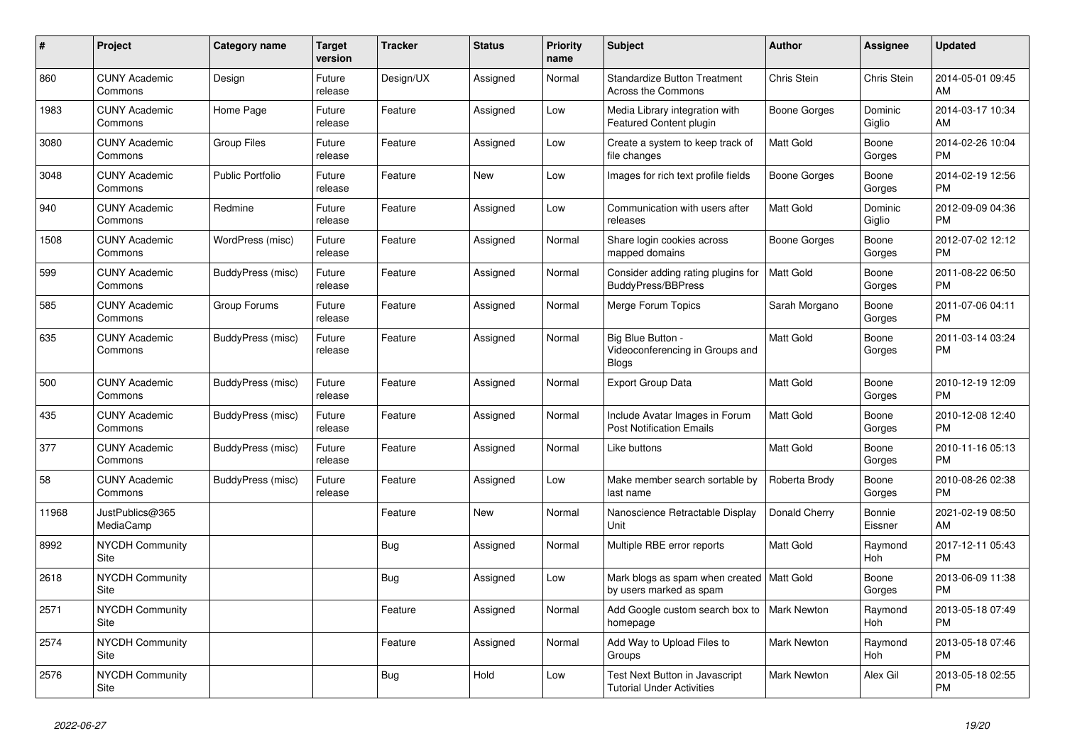| # | Project | Category name | Target version | Tracker | Status | Priority name | Subject | Author | Assignee | Updated |
|---|---|---|---|---|---|---|---|---|---|---|
| 860 | CUNY Academic Commons | Design | Future release | Design/UX | Assigned | Normal | Standardize Button Treatment Across the Commons | Chris Stein | Chris Stein | 2014-05-01 09:45 AM |
| 1983 | CUNY Academic Commons | Home Page | Future release | Feature | Assigned | Low | Media Library integration with Featured Content plugin | Boone Gorges | Dominic Giglio | 2014-03-17 10:34 AM |
| 3080 | CUNY Academic Commons | Group Files | Future release | Feature | Assigned | Low | Create a system to keep track of file changes | Matt Gold | Boone Gorges | 2014-02-26 10:04 PM |
| 3048 | CUNY Academic Commons | Public Portfolio | Future release | Feature | New | Low | Images for rich text profile fields | Boone Gorges | Boone Gorges | 2014-02-19 12:56 PM |
| 940 | CUNY Academic Commons | Redmine | Future release | Feature | Assigned | Low | Communication with users after releases | Matt Gold | Dominic Giglio | 2012-09-09 04:36 PM |
| 1508 | CUNY Academic Commons | WordPress (misc) | Future release | Feature | Assigned | Normal | Share login cookies across mapped domains | Boone Gorges | Boone Gorges | 2012-07-02 12:12 PM |
| 599 | CUNY Academic Commons | BuddyPress (misc) | Future release | Feature | Assigned | Normal | Consider adding rating plugins for BuddyPress/BBPress | Matt Gold | Boone Gorges | 2011-08-22 06:50 PM |
| 585 | CUNY Academic Commons | Group Forums | Future release | Feature | Assigned | Normal | Merge Forum Topics | Sarah Morgano | Boone Gorges | 2011-07-06 04:11 PM |
| 635 | CUNY Academic Commons | BuddyPress (misc) | Future release | Feature | Assigned | Normal | Big Blue Button - Videoconferencing in Groups and Blogs | Matt Gold | Boone Gorges | 2011-03-14 03:24 PM |
| 500 | CUNY Academic Commons | BuddyPress (misc) | Future release | Feature | Assigned | Normal | Export Group Data | Matt Gold | Boone Gorges | 2010-12-19 12:09 PM |
| 435 | CUNY Academic Commons | BuddyPress (misc) | Future release | Feature | Assigned | Normal | Include Avatar Images in Forum Post Notification Emails | Matt Gold | Boone Gorges | 2010-12-08 12:40 PM |
| 377 | CUNY Academic Commons | BuddyPress (misc) | Future release | Feature | Assigned | Normal | Like buttons | Matt Gold | Boone Gorges | 2010-11-16 05:13 PM |
| 58 | CUNY Academic Commons | BuddyPress (misc) | Future release | Feature | Assigned | Low | Make member search sortable by last name | Roberta Brody | Boone Gorges | 2010-08-26 02:38 PM |
| 11968 | JustPublics@365 MediaCamp | | | Feature | New | Normal | Nanoscience Retractable Display Unit | Donald Cherry | Bonnie Eissner | 2021-02-19 08:50 AM |
| 8992 | NYCDH Community Site | | | Bug | Assigned | Normal | Multiple RBE error reports | Matt Gold | Raymond Hoh | 2017-12-11 05:43 PM |
| 2618 | NYCDH Community Site | | | Bug | Assigned | Low | Mark blogs as spam when created by users marked as spam | Matt Gold | Boone Gorges | 2013-06-09 11:38 PM |
| 2571 | NYCDH Community Site | | | Feature | Assigned | Normal | Add Google custom search box to homepage | Mark Newton | Raymond Hoh | 2013-05-18 07:49 PM |
| 2574 | NYCDH Community Site | | | Feature | Assigned | Normal | Add Way to Upload Files to Groups | Mark Newton | Raymond Hoh | 2013-05-18 07:46 PM |
| 2576 | NYCDH Community Site | | | Bug | Hold | Low | Test Next Button in Javascript Tutorial Under Activities | Mark Newton | Alex Gil | 2013-05-18 02:55 PM |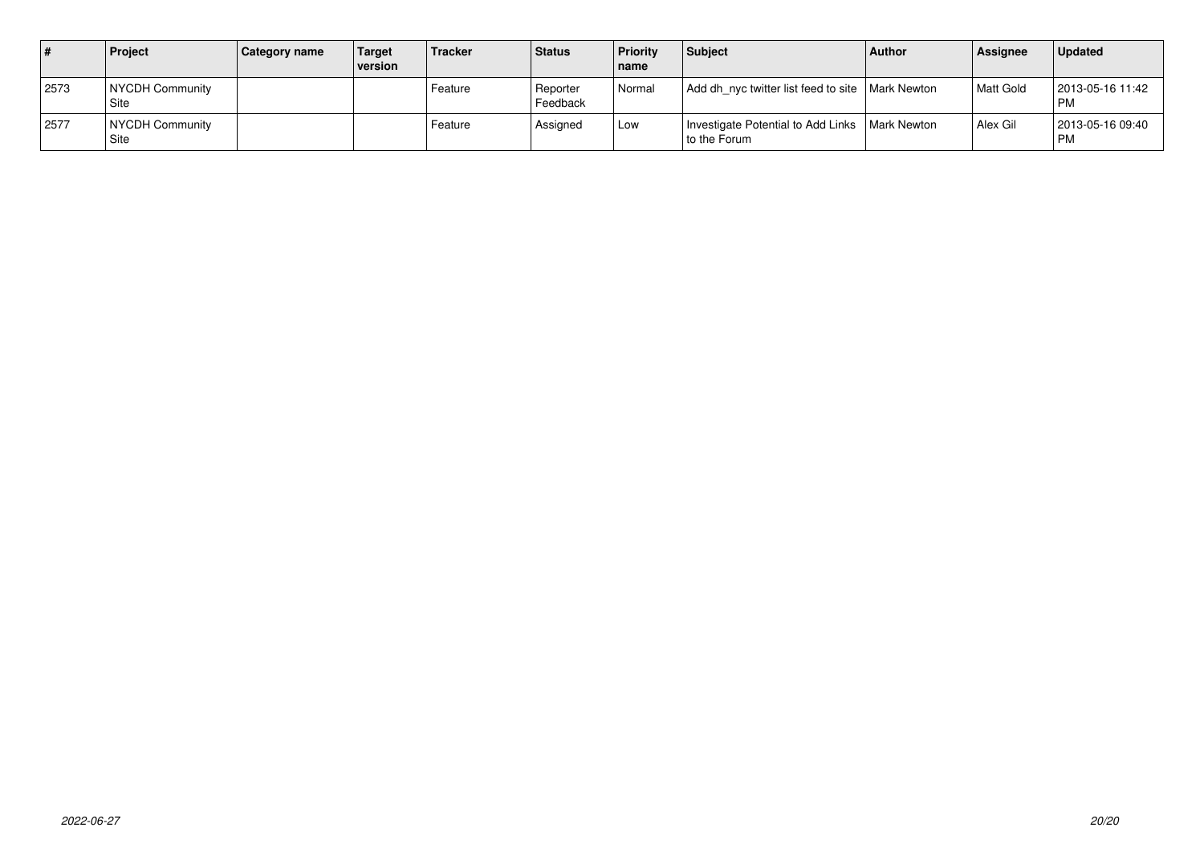| # | Project | Category name | Target version | Tracker | Status | Priority name | Subject | Author | Assignee | Updated |
|---|---|---|---|---|---|---|---|---|---|---|
| 2573 | NYCDH Community Site | | | Feature | Reporter Feedback | Normal | Add dh_nyc twitter list feed to site | Mark Newton | Matt Gold | 2013-05-16 11:42 PM |
| 2577 | NYCDH Community Site | | | Feature | Assigned | Low | Investigate Potential to Add Links to the Forum | Mark Newton | Alex Gil | 2013-05-16 09:40 PM |